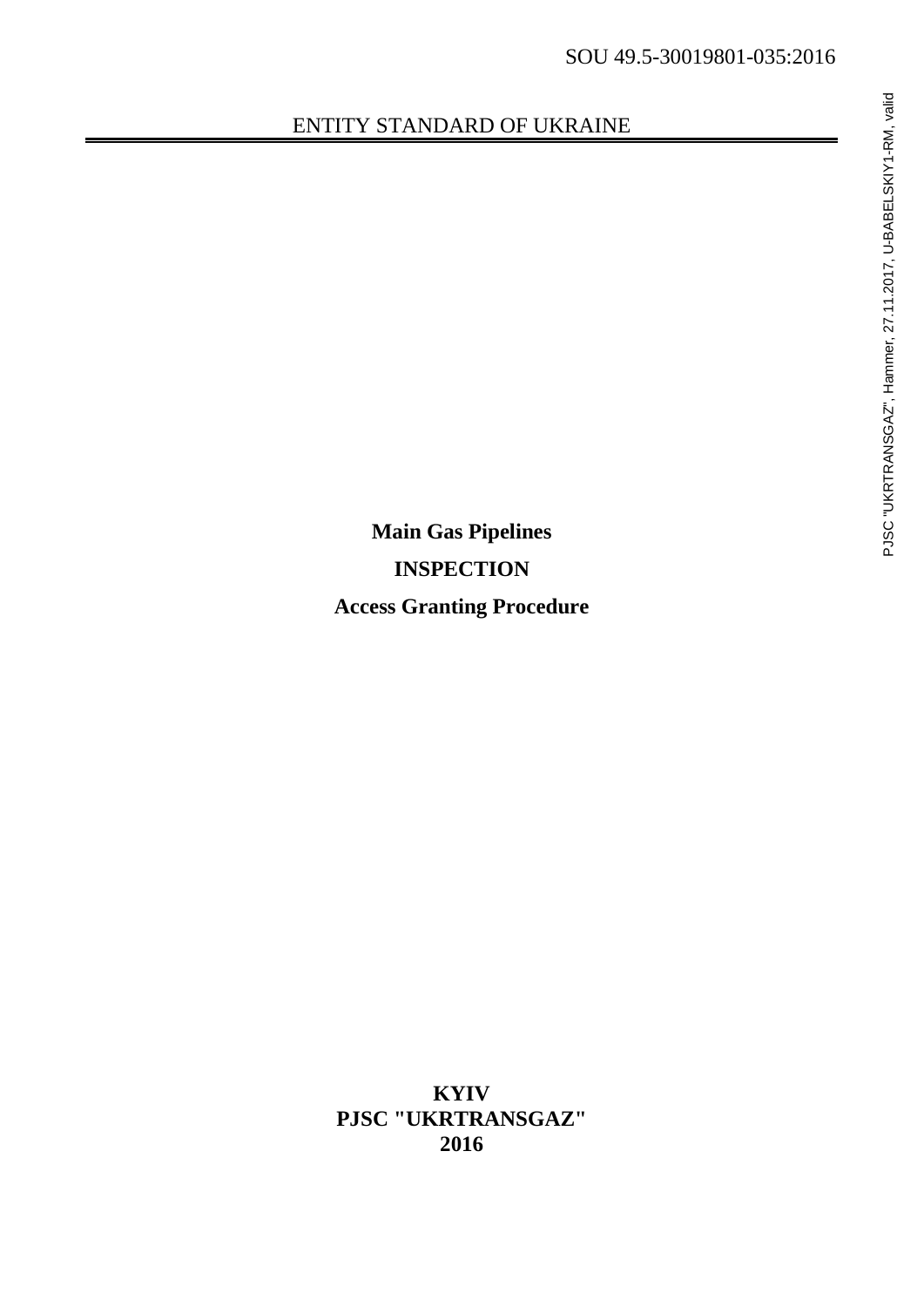SOU 49.5-30019801-035:2016

ENTITY STANDARD OF UKRAINE

PJSC "UKRTRANSGAZ", Hammer, 27.11.2017, U-BABELSKIY1-RM, valid

**Main Gas Pipelines**

**INSPECTION**

**Access Granting Procedure**

**KYIV**
**PJSC "UKRTRANSGAZ"**
**2016**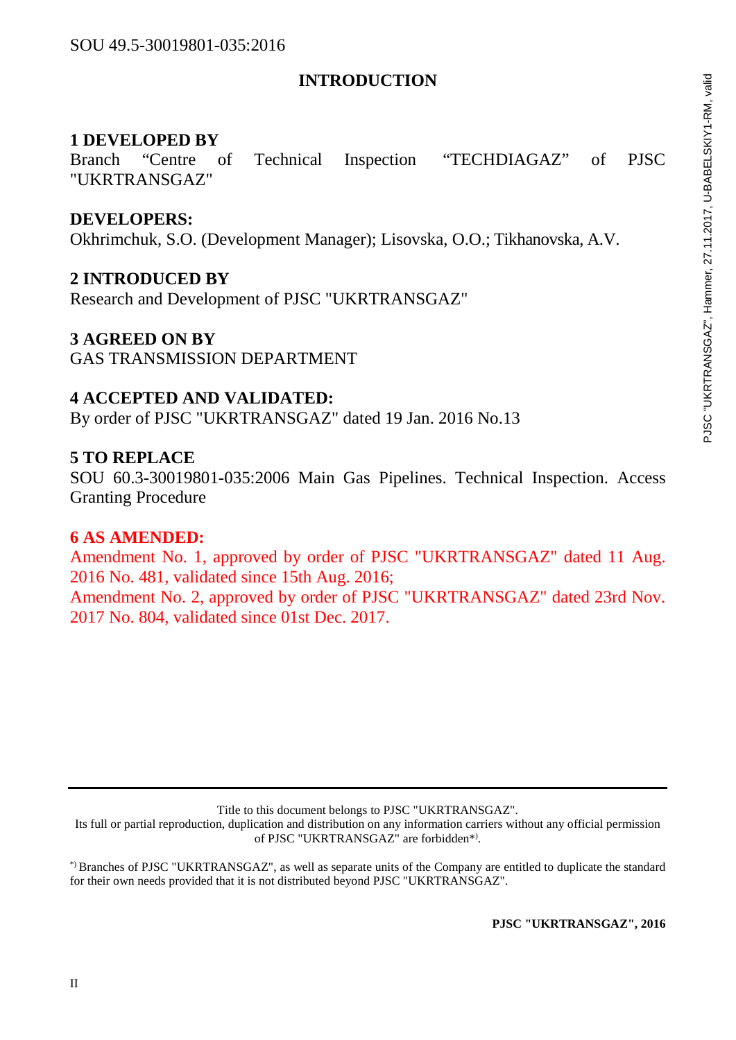# INTRODUCTION

**1 DEVELOPED BY**
Branch "Centre of Technical Inspection "TECHDIAGAZ" of PJSC "UKRTRANSGAZ"

**DEVELOPERS:**
Okhrimchuk, S.O. (Development Manager); Lisovska, O.O.; Tikhanovska, A.V.

**2 INTRODUCED BY**
Research and Development of PJSC "UKRTRANSGAZ"

**3 AGREED ON BY**
GAS TRANSMISSION DEPARTMENT

**4 ACCEPTED AND VALIDATED:**
By order of PJSC "UKRTRANSGAZ" dated 19 Jan. 2016 No.13

**5 TO REPLACE**
SOU 60.3-30019801-035:2006 Main Gas Pipelines. Technical Inspection. Access Granting Procedure

**6 AS AMENDED:**
Amendment No. 1, approved by order of PJSC "UKRTRANSGAZ" dated 11 Aug. 2016 No. 481, validated since 15th Aug. 2016;
Amendment No. 2, approved by order of PJSC "UKRTRANSGAZ" dated 23rd Nov. 2017 No. 804, validated since 01st Dec. 2017.

---

Title to this document belongs to PJSC "UKRTRANSGAZ".
Its full or partial reproduction, duplication and distribution on any information carriers without any official permission of PJSC "UKRTRANSGAZ" are forbidden*).

*) Branches of PJSC "UKRTRANSGAZ", as well as separate units of the Company are entitled to duplicate the standard for their own needs provided that it is not distributed beyond PJSC "UKRTRANSGAZ".

**PJSC "UKRTRANSGAZ", 2016**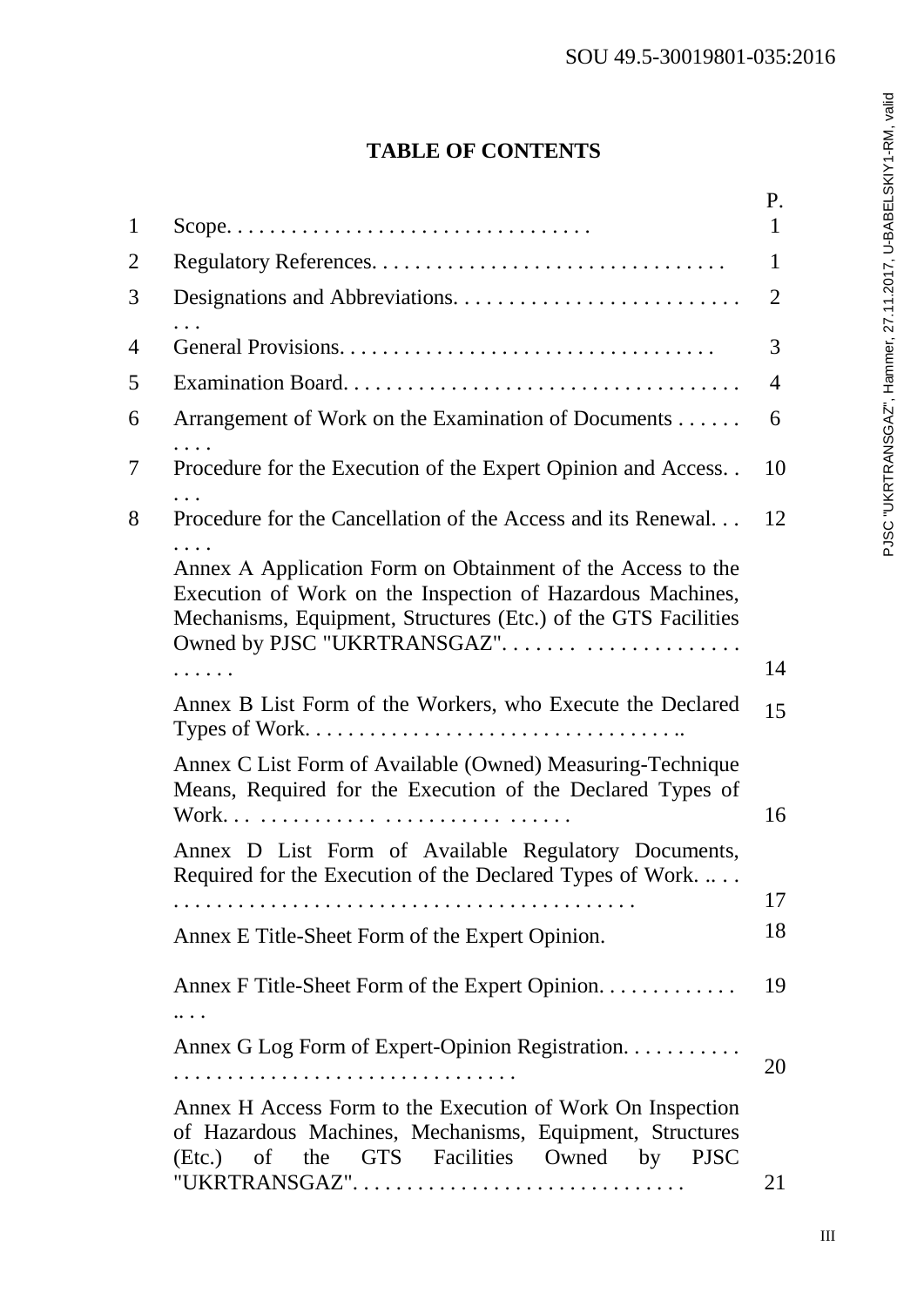# TABLE OF CONTENTS

| | | P. |
|---|---|---|
| 1 | Scope | 1 |
| 2 | Regulatory References | 1 |
| 3 | Designations and Abbreviations | 2 |
| 4 | General Provisions | 3 |
| 5 | Examination Board | 4 |
| 6 | Arrangement of Work on the Examination of Documents | 6 |
| 7 | Procedure for the Execution of the Expert Opinion and Access | 10 |
| 8 | Procedure for the Cancellation of the Access and its Renewal | 12 |
| | Annex A Application Form on Obtainment of the Access to the Execution of Work on the Inspection of Hazardous Machines, Mechanisms, Equipment, Structures (Etc.) of the GTS Facilities Owned by PJSC "UKRTRANSGAZ" | 14 |
| | Annex B List Form of the Workers, who Execute the Declared Types of Work | 15 |
| | Annex C List Form of Available (Owned) Measuring-Technique Means, Required for the Execution of the Declared Types of Work | 16 |
| | Annex D List Form of Available Regulatory Documents, Required for the Execution of the Declared Types of Work | 17 |
| | Annex E Title-Sheet Form of the Expert Opinion. | 18 |
| | Annex F Title-Sheet Form of the Expert Opinion | 19 |
| | Annex G Log Form of Expert-Opinion Registration | 20 |
| | Annex H Access Form to the Execution of Work On Inspection of Hazardous Machines, Mechanisms, Equipment, Structures (Etc.) of the GTS Facilities Owned by PJSC "UKRTRANSGAZ" | 21 |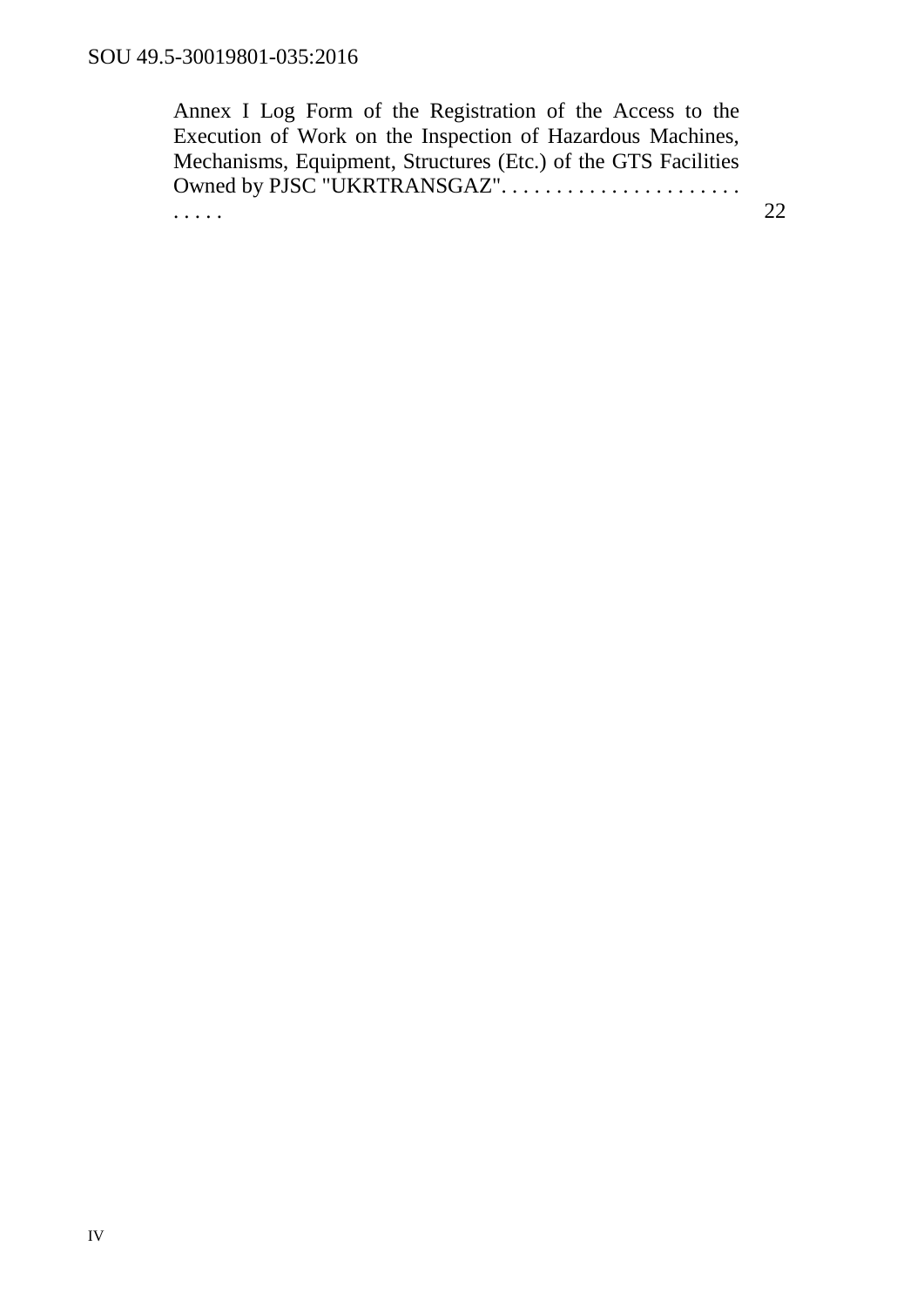Annex I Log Form of the Registration of the Access to the Execution of Work on the Inspection of Hazardous Machines, Mechanisms, Equipment, Structures (Etc.) of the GTS Facilities Owned by PJSC "UKRTRANSGAZ". . . . . . . . . . . . . . . . . . . . . . . . . . . 22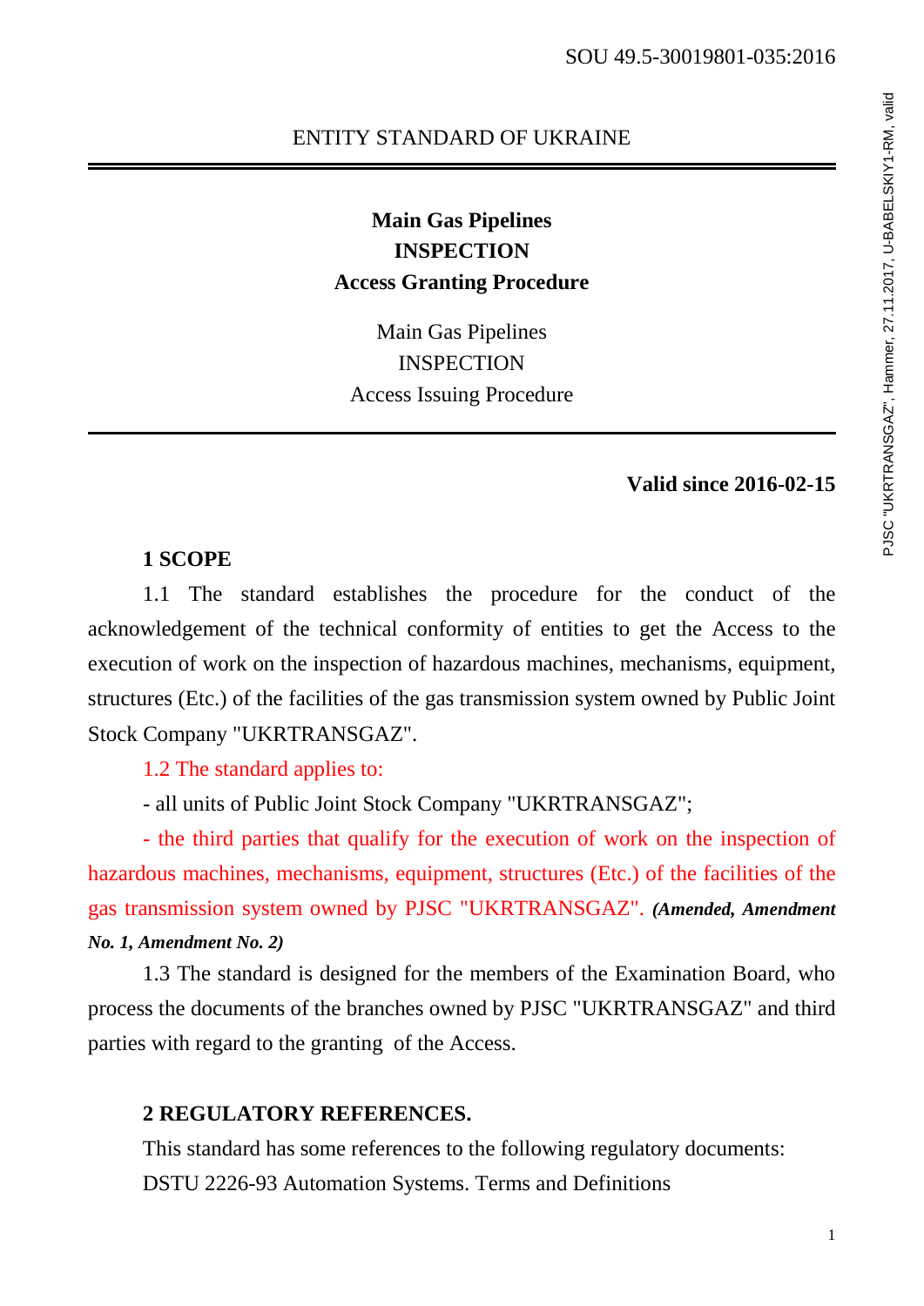ENTITY STANDARD OF UKRAINE

**Main Gas Pipelines**
**INSPECTION**
**Access Granting Procedure**

Main Gas Pipelines
INSPECTION
Access Issuing Procedure

**Valid since 2016-02-15**

## 1 SCOPE

1.1 The standard establishes the procedure for the conduct of the acknowledgement of the technical conformity of entities to get the Access to the execution of work on the inspection of hazardous machines, mechanisms, equipment, structures (Etc.) of the facilities of the gas transmission system owned by Public Joint Stock Company "UKRTRANSGAZ".

1.2 The standard applies to:

- all units of Public Joint Stock Company "UKRTRANSGAZ";

- the third parties that qualify for the execution of work on the inspection of hazardous machines, mechanisms, equipment, structures (Etc.) of the facilities of the gas transmission system owned by PJSC "UKRTRANSGAZ". ***(Amended, Amendment No. 1, Amendment No. 2)***

1.3 The standard is designed for the members of the Examination Board, who process the documents of the branches owned by PJSC "UKRTRANSGAZ" and third parties with regard to the granting of the Access.

## 2 REGULATORY REFERENCES.

This standard has some references to the following regulatory documents:

DSTU 2226-93 Automation Systems. Terms and Definitions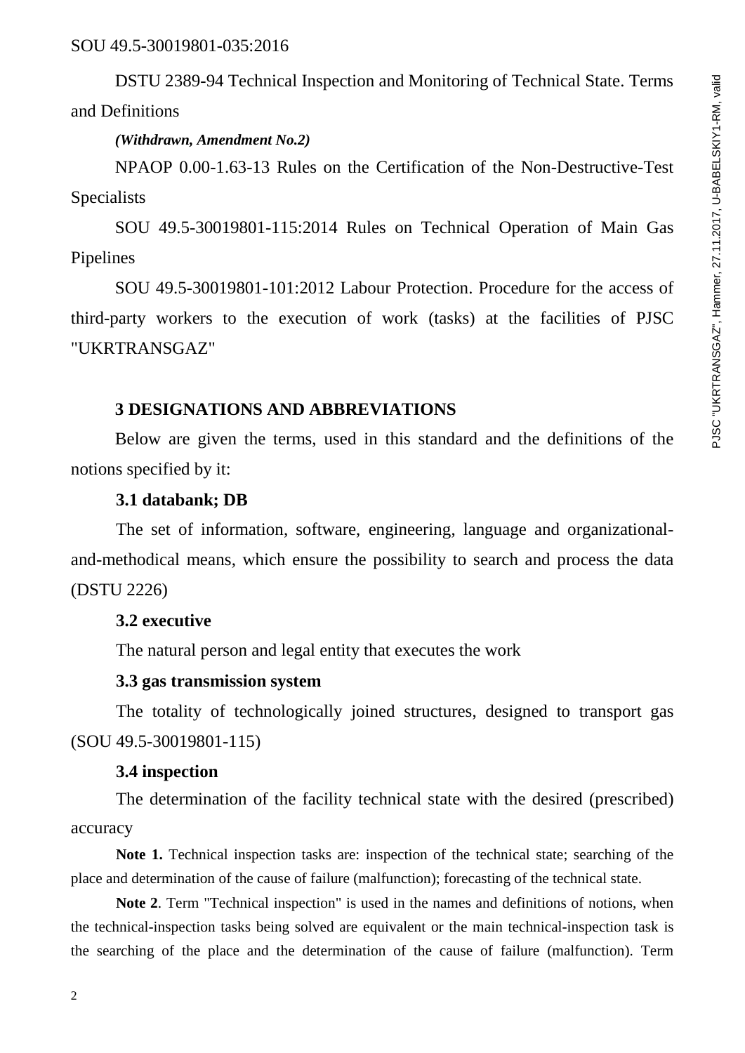DSTU 2389-94 Technical Inspection and Monitoring of Technical State. Terms and Definitions

***(Withdrawn, Amendment No.2)***

NPAOP 0.00-1.63-13 Rules on the Certification of the Non-Destructive-Test Specialists

SOU 49.5-30019801-115:2014 Rules on Technical Operation of Main Gas Pipelines

SOU 49.5-30019801-101:2012 Labour Protection. Procedure for the access of third-party workers to the execution of work (tasks) at the facilities of PJSC "UKRTRANSGAZ"

## 3 DESIGNATIONS AND ABBREVIATIONS

Below are given the terms, used in this standard and the definitions of the notions specified by it:

**3.1 databank; DB**

The set of information, software, engineering, language and organizational-and-methodical means, which ensure the possibility to search and process the data (DSTU 2226)

**3.2 executive**

The natural person and legal entity that executes the work

**3.3 gas transmission system**

The totality of technologically joined structures, designed to transport gas (SOU 49.5-30019801-115)

**3.4 inspection**

The determination of the facility technical state with the desired (prescribed) accuracy

**Note 1.** Technical inspection tasks are: inspection of the technical state; searching of the place and determination of the cause of failure (malfunction); forecasting of the technical state.

**Note 2**. Term "Technical inspection" is used in the names and definitions of notions, when the technical-inspection tasks being solved are equivalent or the main technical-inspection task is the searching of the place and the determination of the cause of failure (malfunction). Term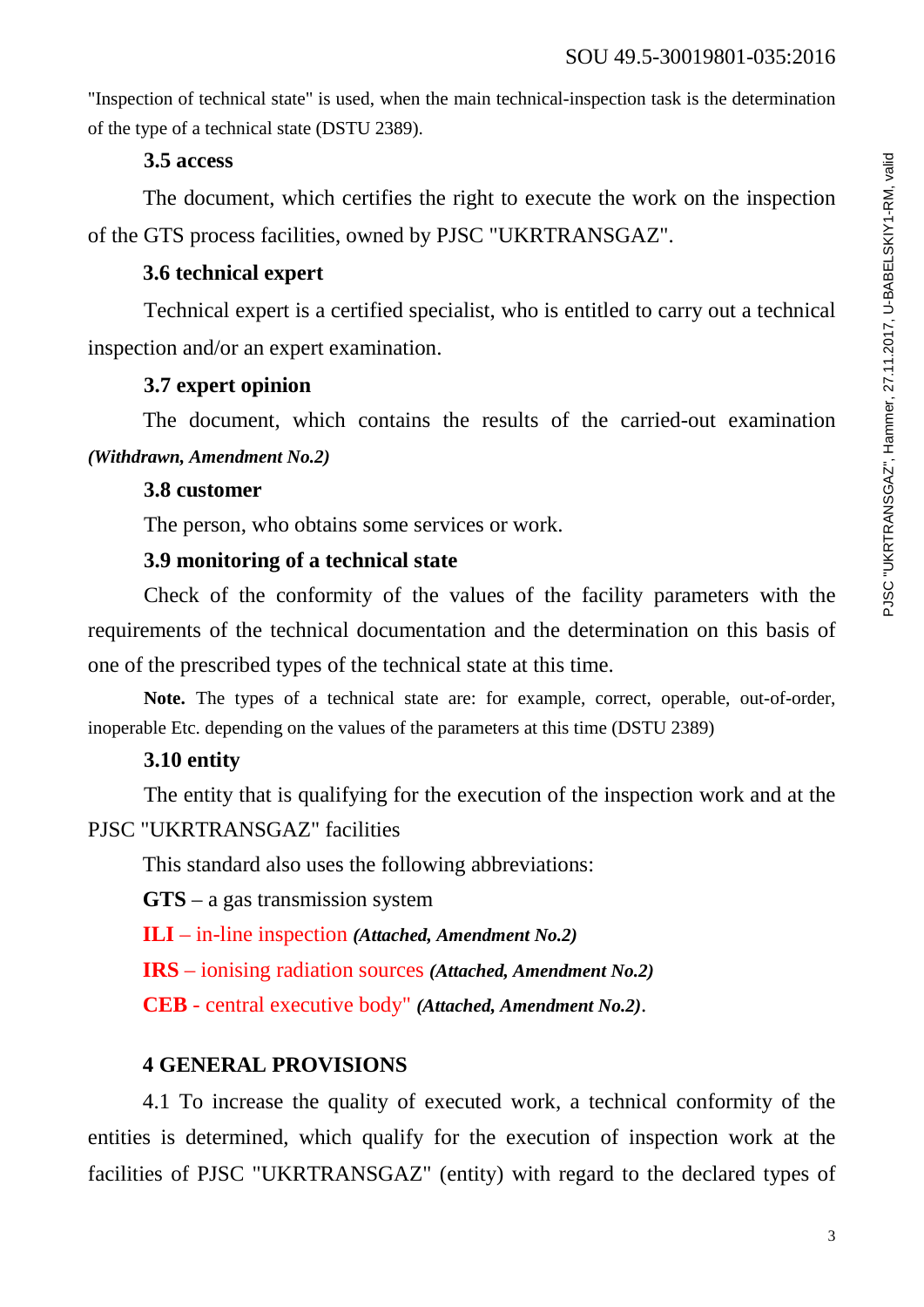"Inspection of technical state" is used, when the main technical-inspection task is the determination of the type of a technical state (DSTU 2389).

**3.5 access**

The document, which certifies the right to execute the work on the inspection of the GTS process facilities, owned by PJSC "UKRTRANSGAZ".

**3.6 technical expert**

Technical expert is a certified specialist, who is entitled to carry out a technical inspection and/or an expert examination.

**3.7 expert opinion**

The document, which contains the results of the carried-out examination

***(Withdrawn, Amendment No.2)***

**3.8 customer**

The person, who obtains some services or work.

**3.9 monitoring of a technical state**

Check of the conformity of the values of the facility parameters with the requirements of the technical documentation and the determination on this basis of one of the prescribed types of the technical state at this time.

**Note.** The types of a technical state are: for example, correct, operable, out-of-order, inoperable Etc. depending on the values of the parameters at this time (DSTU 2389)

**3.10 entity**

The entity that is qualifying for the execution of the inspection work and at the PJSC "UKRTRANSGAZ" facilities

This standard also uses the following abbreviations:

**GTS** – a gas transmission system

**ILI** – in-line inspection ***(Attached, Amendment No.2)***

**IRS** – ionising radiation sources ***(Attached, Amendment No.2)***

**CEB** - central executive body" ***(Attached, Amendment No.2)***.

## 4 GENERAL PROVISIONS

4.1 To increase the quality of executed work, a technical conformity of the entities is determined, which qualify for the execution of inspection work at the facilities of PJSC "UKRTRANSGAZ" (entity) with regard to the declared types of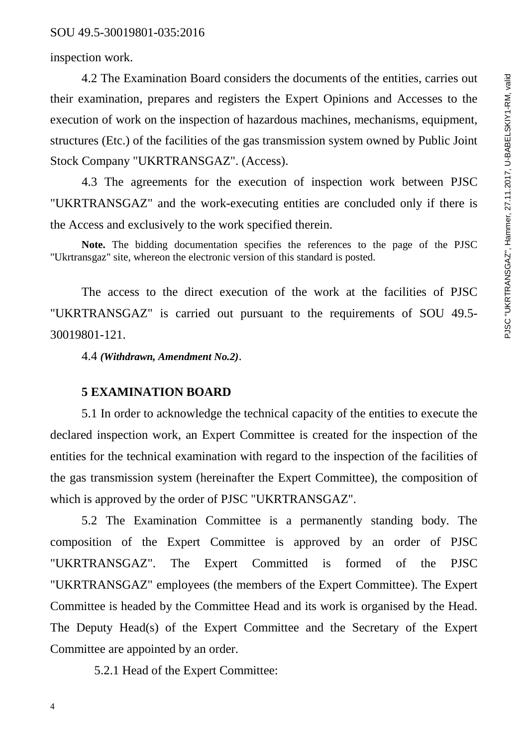inspection work.

4.2 The Examination Board considers the documents of the entities, carries out their examination, prepares and registers the Expert Opinions and Accesses to the execution of work on the inspection of hazardous machines, mechanisms, equipment, structures (Etc.) of the facilities of the gas transmission system owned by Public Joint Stock Company "UKRTRANSGAZ". (Access).

4.3 The agreements for the execution of inspection work between PJSC "UKRTRANSGAZ" and the work-executing entities are concluded only if there is the Access and exclusively to the work specified therein.

**Note.** The bidding documentation specifies the references to the page of the PJSC "Ukrtransgaz" site, whereon the electronic version of this standard is posted.

The access to the direct execution of the work at the facilities of PJSC "UKRTRANSGAZ" is carried out pursuant to the requirements of SOU 49.5-30019801-121.

4.4 ***(Withdrawn, Amendment No.2)***.

## 5 EXAMINATION BOARD

5.1 In order to acknowledge the technical capacity of the entities to execute the declared inspection work, an Expert Committee is created for the inspection of the entities for the technical examination with regard to the inspection of the facilities of the gas transmission system (hereinafter the Expert Committee), the composition of which is approved by the order of PJSC "UKRTRANSGAZ".

5.2 The Examination Committee is a permanently standing body. The composition of the Expert Committee is approved by an order of PJSC "UKRTRANSGAZ". The Expert Committed is formed of the PJSC "UKRTRANSGAZ" employees (the members of the Expert Committee). The Expert Committee is headed by the Committee Head and its work is organised by the Head. The Deputy Head(s) of the Expert Committee and the Secretary of the Expert Committee are appointed by an order.

5.2.1 Head of the Expert Committee: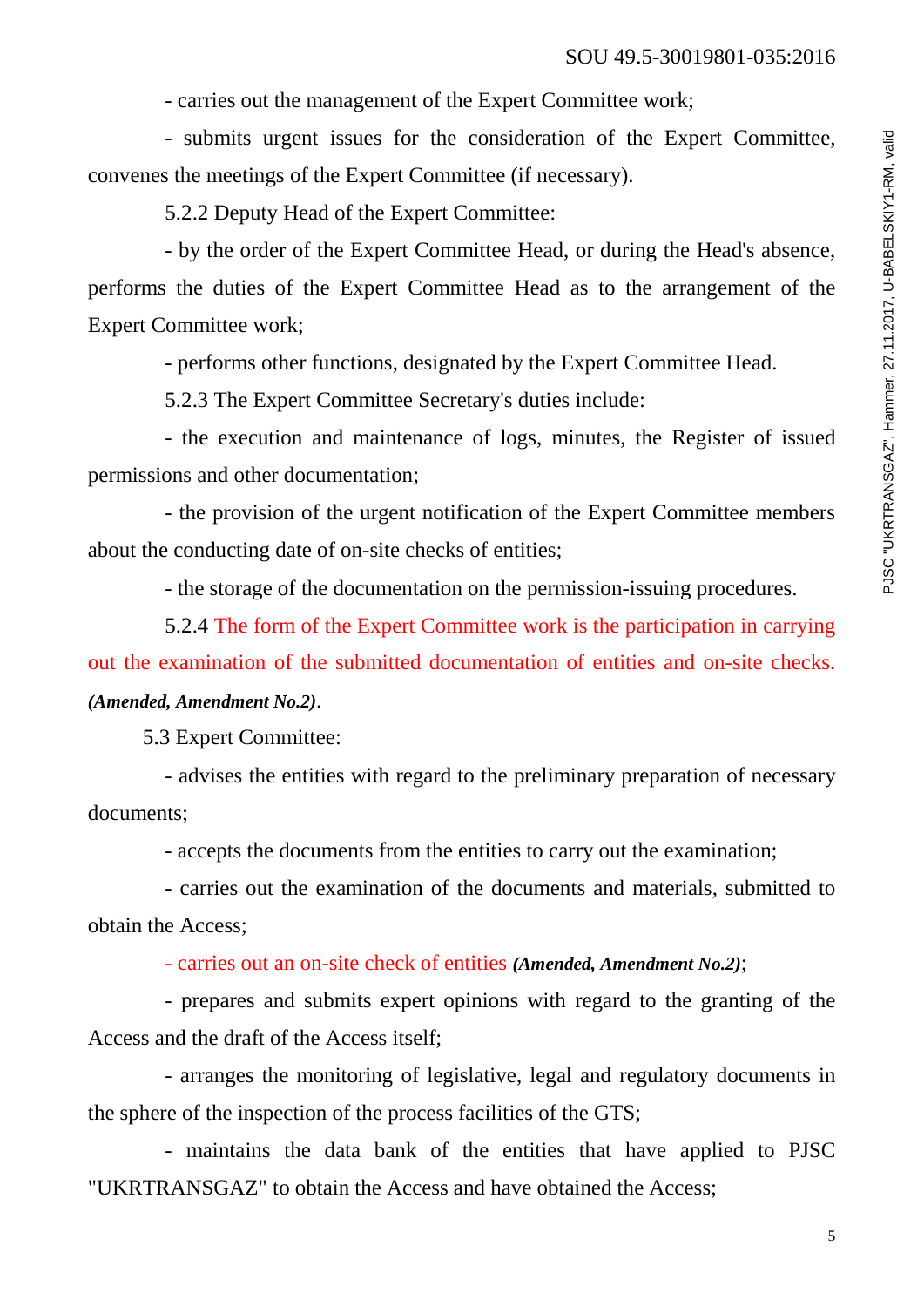- carries out the management of the Expert Committee work;

- submits urgent issues for the consideration of the Expert Committee, convenes the meetings of the Expert Committee (if necessary).

5.2.2 Deputy Head of the Expert Committee:

- by the order of the Expert Committee Head, or during the Head's absence, performs the duties of the Expert Committee Head as to the arrangement of the Expert Committee work;

- performs other functions, designated by the Expert Committee Head.

5.2.3 The Expert Committee Secretary's duties include:

- the execution and maintenance of logs, minutes, the Register of issued permissions and other documentation;

- the provision of the urgent notification of the Expert Committee members about the conducting date of on-site checks of entities;

- the storage of the documentation on the permission-issuing procedures.

5.2.4 The form of the Expert Committee work is the participation in carrying out the examination of the submitted documentation of entities and on-site checks. ***(Amended, Amendment No.2)***.

5.3 Expert Committee:

- advises the entities with regard to the preliminary preparation of necessary documents;

- accepts the documents from the entities to carry out the examination;

- carries out the examination of the documents and materials, submitted to obtain the Access;

- carries out an on-site check of entities ***(Amended, Amendment No.2)***;

- prepares and submits expert opinions with regard to the granting of the Access and the draft of the Access itself;

- arranges the monitoring of legislative, legal and regulatory documents in the sphere of the inspection of the process facilities of the GTS;

- maintains the data bank of the entities that have applied to PJSC "UKRTRANSGAZ" to obtain the Access and have obtained the Access;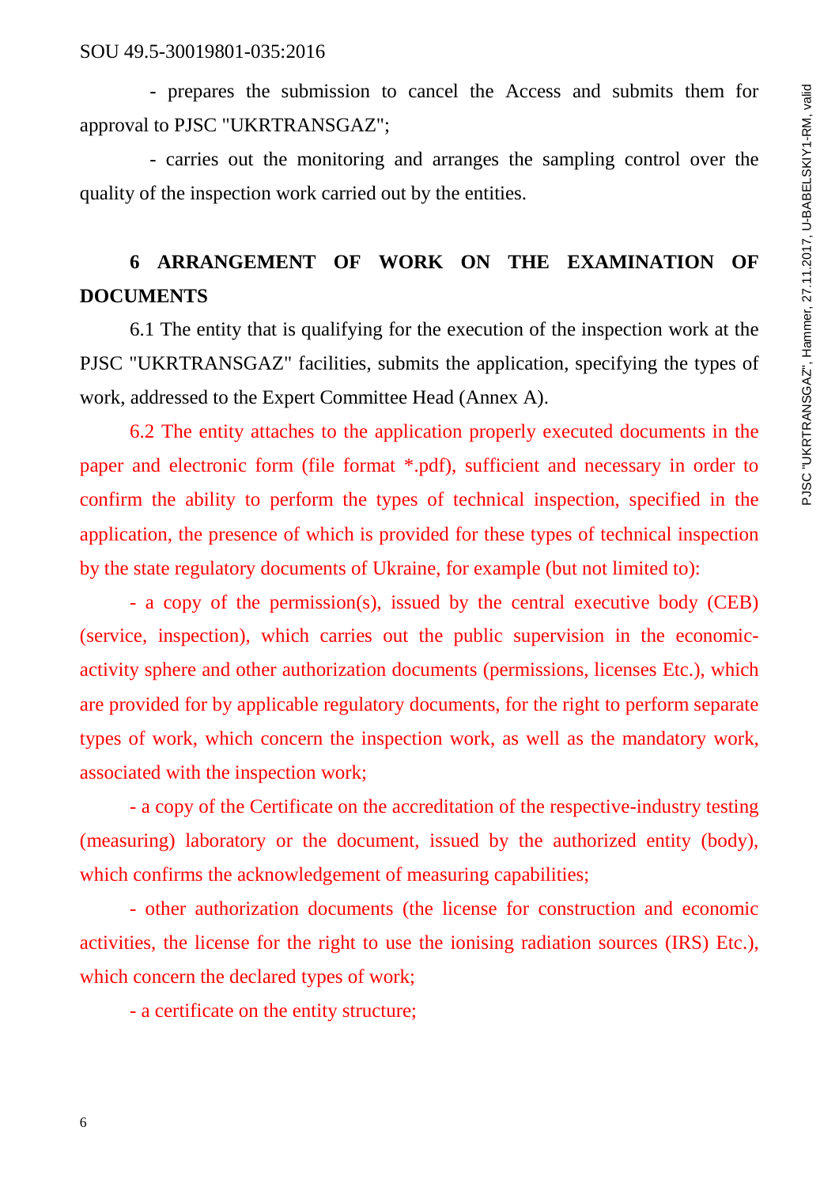- prepares the submission to cancel the Access and submits them for approval to PJSC "UKRTRANSGAZ";

- carries out the monitoring and arranges the sampling control over the quality of the inspection work carried out by the entities.

## 6 ARRANGEMENT OF WORK ON THE EXAMINATION OF DOCUMENTS

6.1 The entity that is qualifying for the execution of the inspection work at the PJSC "UKRTRANSGAZ" facilities, submits the application, specifying the types of work, addressed to the Expert Committee Head (Annex A).

6.2 The entity attaches to the application properly executed documents in the paper and electronic form (file format *.pdf), sufficient and necessary in order to confirm the ability to perform the types of technical inspection, specified in the application, the presence of which is provided for these types of technical inspection by the state regulatory documents of Ukraine, for example (but not limited to):

- a copy of the permission(s), issued by the central executive body (CEB) (service, inspection), which carries out the public supervision in the economic-activity sphere and other authorization documents (permissions, licenses Etc.), which are provided for by applicable regulatory documents, for the right to perform separate types of work, which concern the inspection work, as well as the mandatory work, associated with the inspection work;

- a copy of the Certificate on the accreditation of the respective-industry testing (measuring) laboratory or the document, issued by the authorized entity (body), which confirms the acknowledgement of measuring capabilities;

- other authorization documents (the license for construction and economic activities, the license for the right to use the ionising radiation sources (IRS) Etc.), which concern the declared types of work;

- a certificate on the entity structure;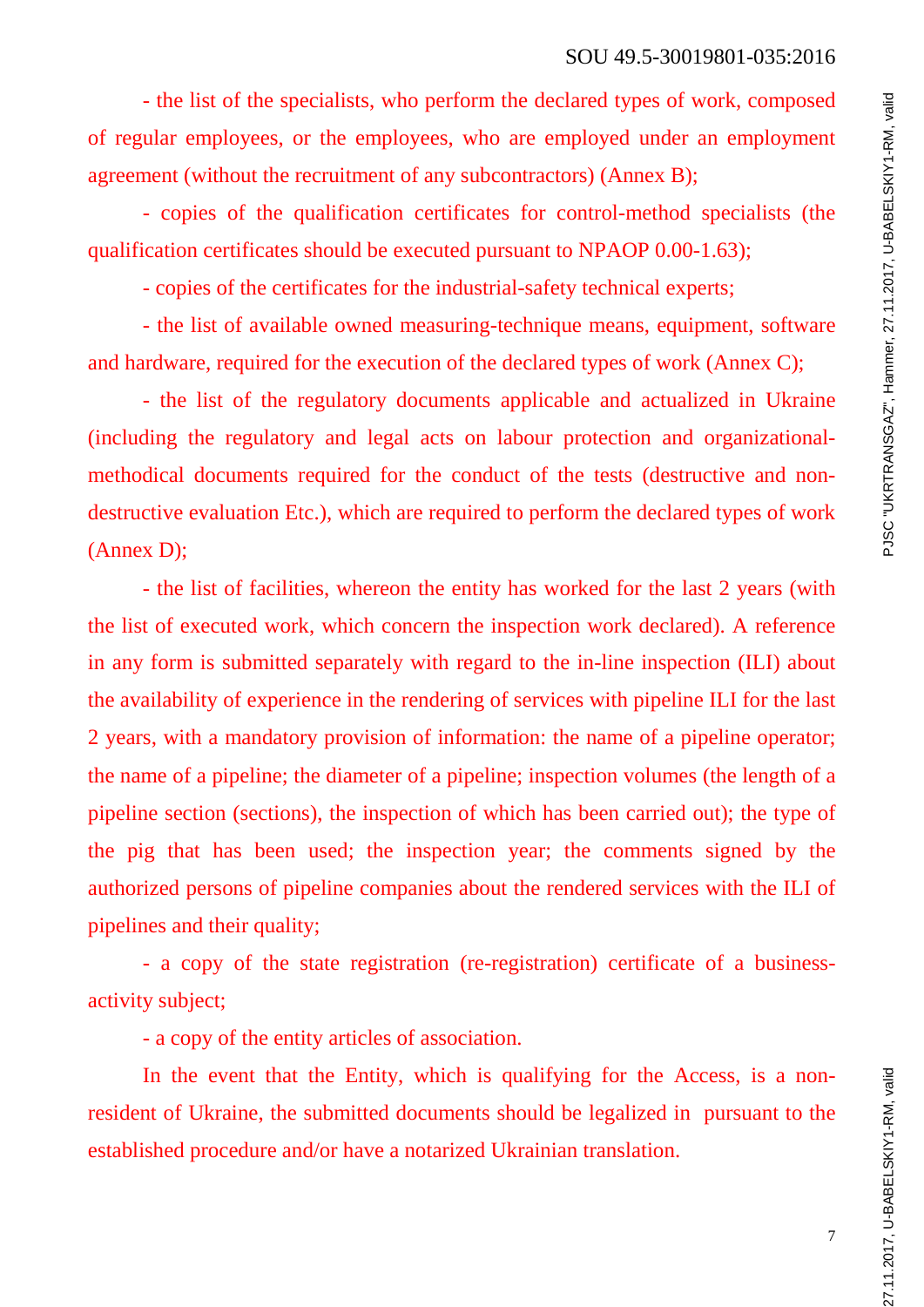- the list of the specialists, who perform the declared types of work, composed of regular employees, or the employees, who are employed under an employment agreement (without the recruitment of any subcontractors) (Annex B);

- copies of the qualification certificates for control-method specialists (the qualification certificates should be executed pursuant to NPAOP 0.00-1.63);

- copies of the certificates for the industrial-safety technical experts;

- the list of available owned measuring-technique means, equipment, software and hardware, required for the execution of the declared types of work (Annex C);

- the list of the regulatory documents applicable and actualized in Ukraine (including the regulatory and legal acts on labour protection and organizational-methodical documents required for the conduct of the tests (destructive and non-destructive evaluation Etc.), which are required to perform the declared types of work (Annex D);

- the list of facilities, whereon the entity has worked for the last 2 years (with the list of executed work, which concern the inspection work declared). A reference in any form is submitted separately with regard to the in-line inspection (ILI) about the availability of experience in the rendering of services with pipeline ILI for the last 2 years, with a mandatory provision of information: the name of a pipeline operator; the name of a pipeline; the diameter of a pipeline; inspection volumes (the length of a pipeline section (sections), the inspection of which has been carried out); the type of the pig that has been used; the inspection year; the comments signed by the authorized persons of pipeline companies about the rendered services with the ILI of pipelines and their quality;

- a copy of the state registration (re-registration) certificate of a business-activity subject;

- a copy of the entity articles of association.

In the event that the Entity, which is qualifying for the Access, is a non-resident of Ukraine, the submitted documents should be legalized in pursuant to the established procedure and/or have a notarized Ukrainian translation.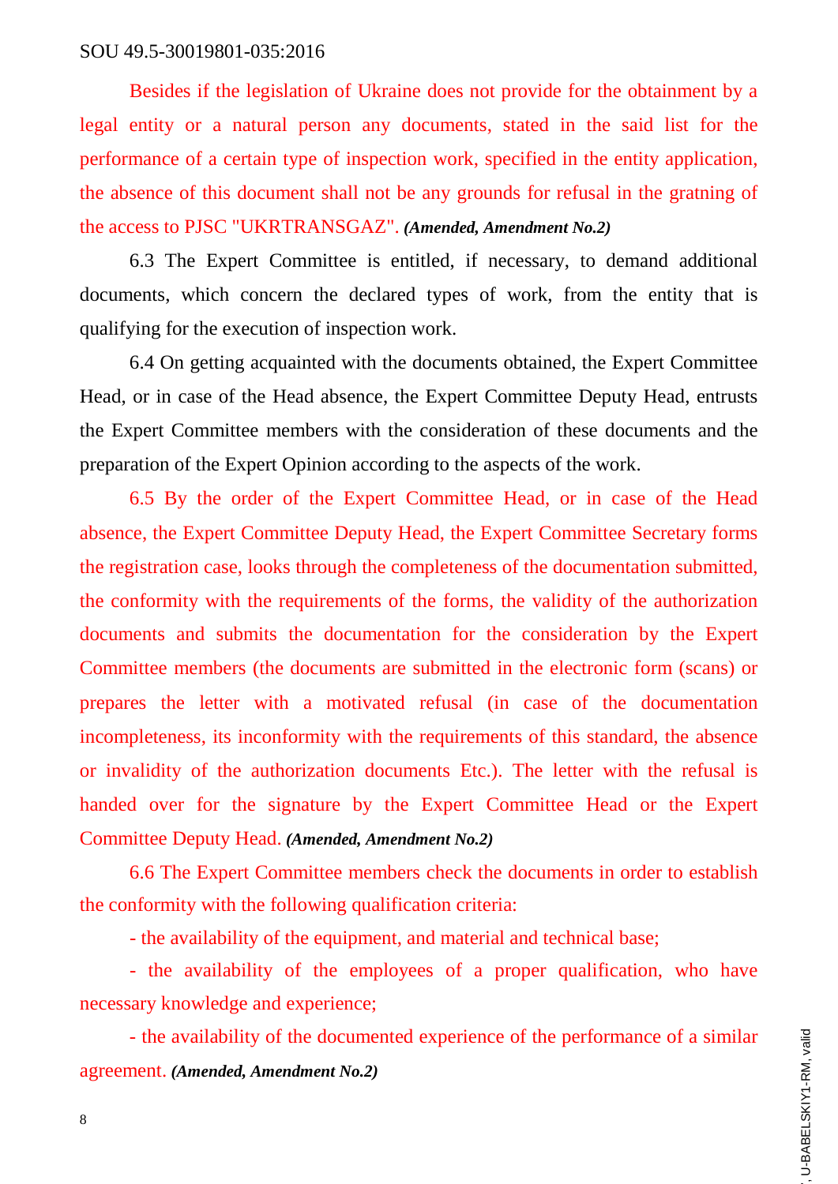Besides if the legislation of Ukraine does not provide for the obtainment by a legal entity or a natural person any documents, stated in the said list for the performance of a certain type of inspection work, specified in the entity application, the absence of this document shall not be any grounds for refusal in the gratning of the access to PJSC "UKRTRANSGAZ". ***(Amended, Amendment No.2)***

6.3 The Expert Committee is entitled, if necessary, to demand additional documents, which concern the declared types of work, from the entity that is qualifying for the execution of inspection work.

6.4 On getting acquainted with the documents obtained, the Expert Committee Head, or in case of the Head absence, the Expert Committee Deputy Head, entrusts the Expert Committee members with the consideration of these documents and the preparation of the Expert Opinion according to the aspects of the work.

6.5 By the order of the Expert Committee Head, or in case of the Head absence, the Expert Committee Deputy Head, the Expert Committee Secretary forms the registration case, looks through the completeness of the documentation submitted, the conformity with the requirements of the forms, the validity of the authorization documents and submits the documentation for the consideration by the Expert Committee members (the documents are submitted in the electronic form (scans) or prepares the letter with a motivated refusal (in case of the documentation incompleteness, its inconformity with the requirements of this standard, the absence or invalidity of the authorization documents Etc.). The letter with the refusal is handed over for the signature by the Expert Committee Head or the Expert Committee Deputy Head. ***(Amended, Amendment No.2)***

6.6 The Expert Committee members check the documents in order to establish the conformity with the following qualification criteria:

- the availability of the equipment, and material and technical base;
- the availability of the employees of a proper qualification, who have necessary knowledge and experience;
- the availability of the documented experience of the performance of a similar agreement. ***(Amended, Amendment No.2)***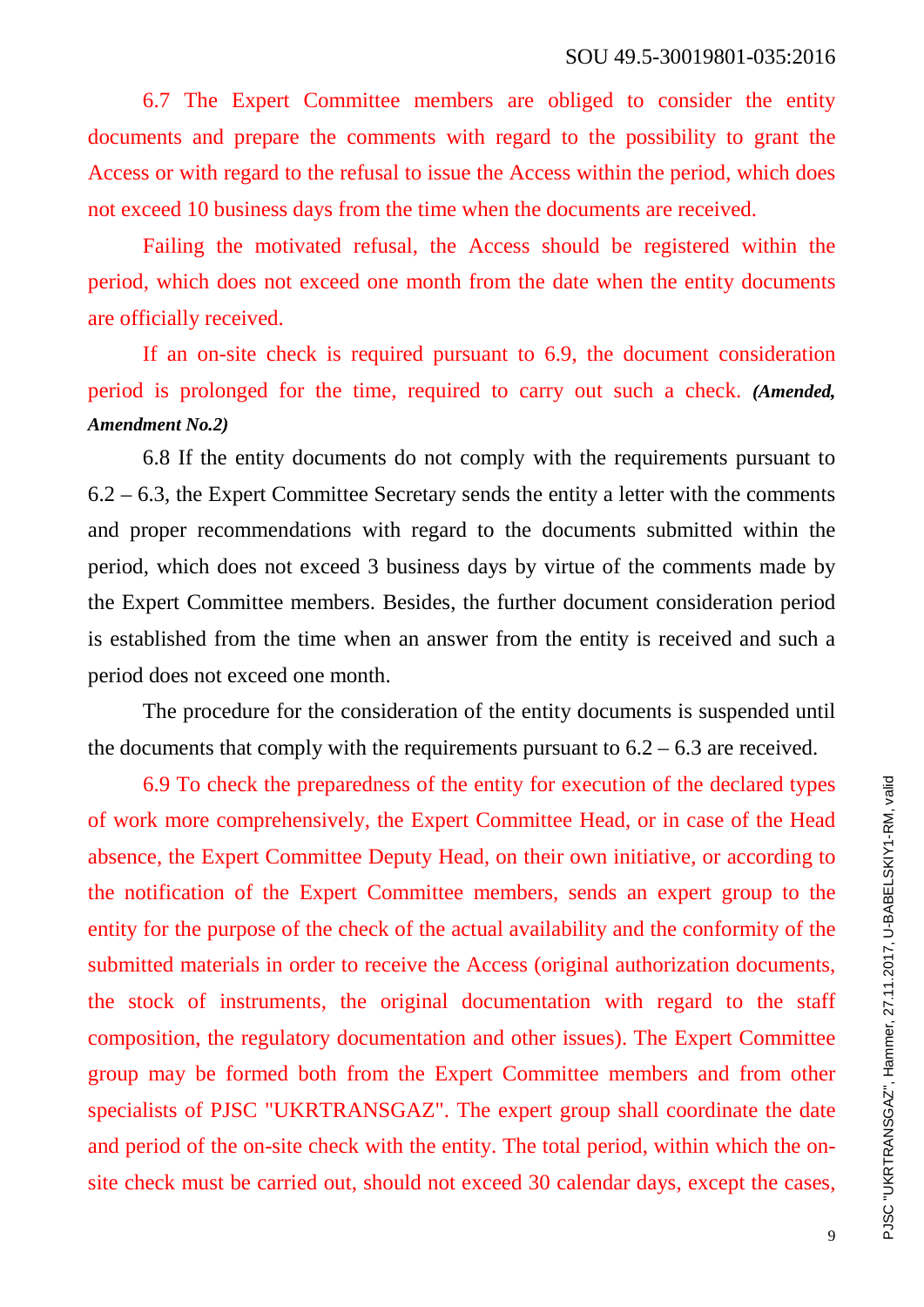6.7 The Expert Committee members are obliged to consider the entity documents and prepare the comments with regard to the possibility to grant the Access or with regard to the refusal to issue the Access within the period, which does not exceed 10 business days from the time when the documents are received.

Failing the motivated refusal, the Access should be registered within the period, which does not exceed one month from the date when the entity documents are officially received.

If an on-site check is required pursuant to 6.9, the document consideration period is prolonged for the time, required to carry out such a check. ***(Amended, Amendment No.2)***

6.8 If the entity documents do not comply with the requirements pursuant to 6.2 – 6.3, the Expert Committee Secretary sends the entity a letter with the comments and proper recommendations with regard to the documents submitted within the period, which does not exceed 3 business days by virtue of the comments made by the Expert Committee members. Besides, the further document consideration period is established from the time when an answer from the entity is received and such a period does not exceed one month.

The procedure for the consideration of the entity documents is suspended until the documents that comply with the requirements pursuant to 6.2 – 6.3 are received.

6.9 To check the preparedness of the entity for execution of the declared types of work more comprehensively, the Expert Committee Head, or in case of the Head absence, the Expert Committee Deputy Head, on their own initiative, or according to the notification of the Expert Committee members, sends an expert group to the entity for the purpose of the check of the actual availability and the conformity of the submitted materials in order to receive the Access (original authorization documents, the stock of instruments, the original documentation with regard to the staff composition, the regulatory documentation and other issues). The Expert Committee group may be formed both from the Expert Committee members and from other specialists of PJSC "UKRTRANSGAZ". The expert group shall coordinate the date and period of the on-site check with the entity. The total period, within which the on-site check must be carried out, should not exceed 30 calendar days, except the cases,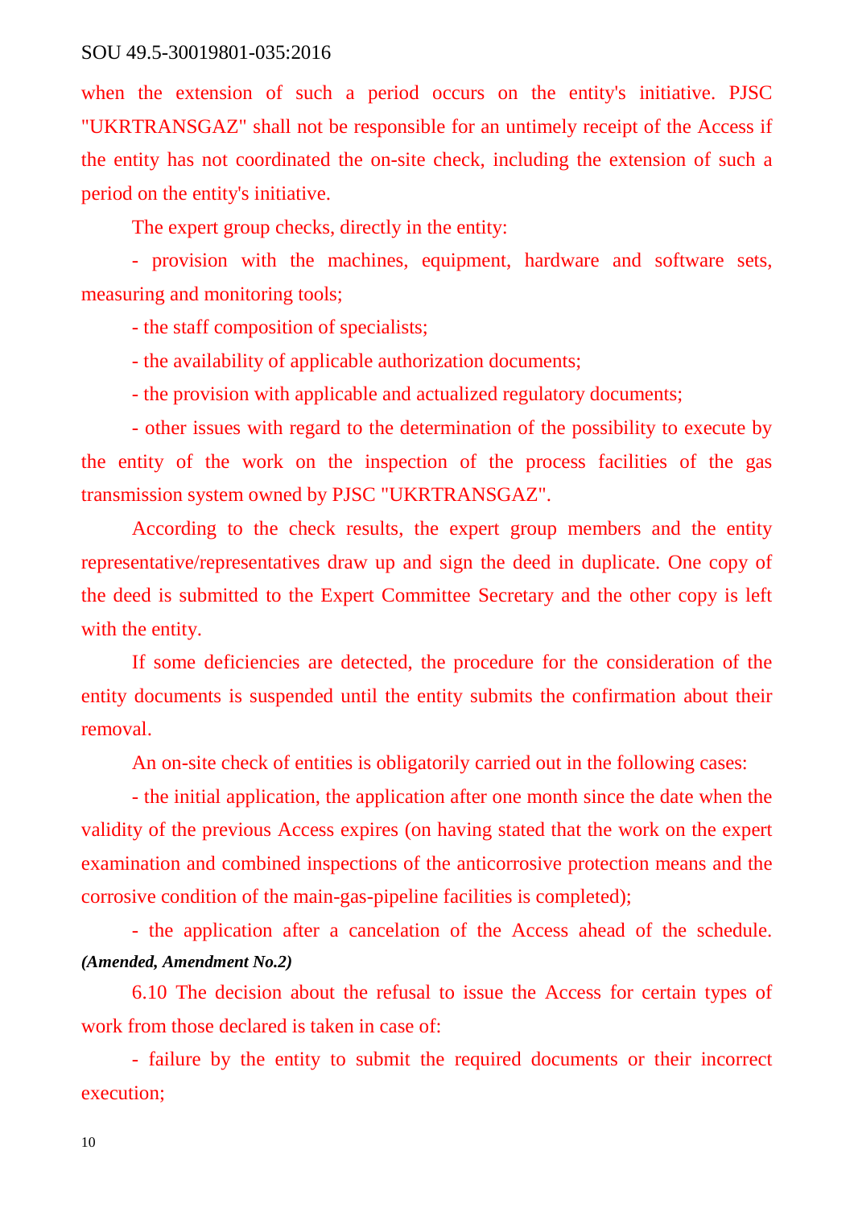when the extension of such a period occurs on the entity's initiative. PJSC "UKRTRANSGAZ" shall not be responsible for an untimely receipt of the Access if the entity has not coordinated the on-site check, including the extension of such a period on the entity's initiative.

The expert group checks, directly in the entity:

- provision with the machines, equipment, hardware and software sets, measuring and monitoring tools;
- the staff composition of specialists;
- the availability of applicable authorization documents;
- the provision with applicable and actualized regulatory documents;
- other issues with regard to the determination of the possibility to execute by the entity of the work on the inspection of the process facilities of the gas transmission system owned by PJSC "UKRTRANSGAZ".

According to the check results, the expert group members and the entity representative/representatives draw up and sign the deed in duplicate. One copy of the deed is submitted to the Expert Committee Secretary and the other copy is left with the entity.

If some deficiencies are detected, the procedure for the consideration of the entity documents is suspended until the entity submits the confirmation about their removal.

An on-site check of entities is obligatorily carried out in the following cases:

- the initial application, the application after one month since the date when the validity of the previous Access expires (on having stated that the work on the expert examination and combined inspections of the anticorrosive protection means and the corrosive condition of the main-gas-pipeline facilities is completed);
- the application after a cancelation of the Access ahead of the schedule. ***(Amended, Amendment No.2)***

6.10 The decision about the refusal to issue the Access for certain types of work from those declared is taken in case of:

- failure by the entity to submit the required documents or their incorrect execution;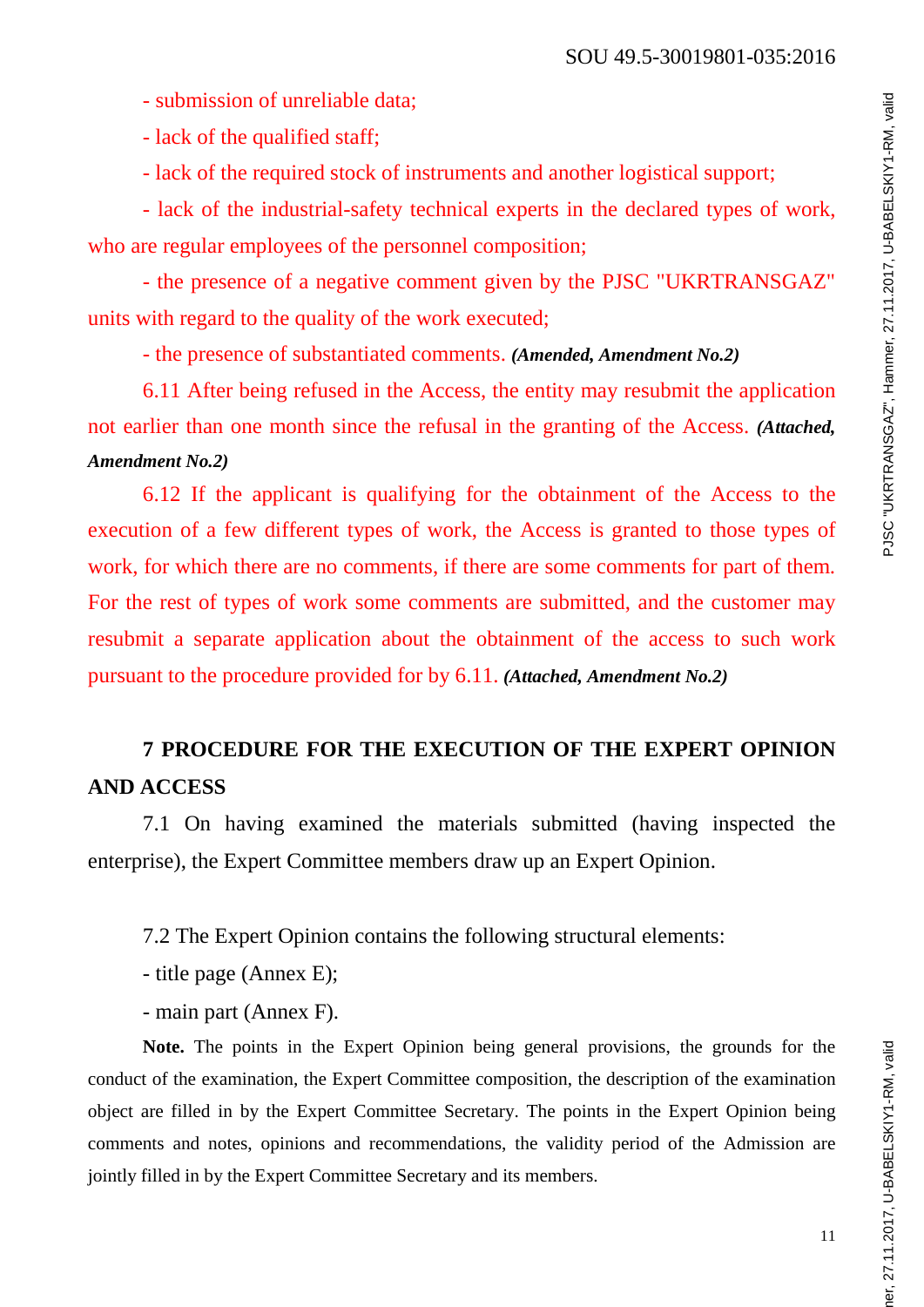- submission of unreliable data;

- lack of the qualified staff;

- lack of the required stock of instruments and another logistical support;

- lack of the industrial-safety technical experts in the declared types of work, who are regular employees of the personnel composition;

- the presence of a negative comment given by the PJSC "UKRTRANSGAZ" units with regard to the quality of the work executed;

- the presence of substantiated comments. ***(Amended, Amendment No.2)***

6.11 After being refused in the Access, the entity may resubmit the application not earlier than one month since the refusal in the granting of the Access. ***(Attached, Amendment No.2)***

6.12 If the applicant is qualifying for the obtainment of the Access to the execution of a few different types of work, the Access is granted to those types of work, for which there are no comments, if there are some comments for part of them. For the rest of types of work some comments are submitted, and the customer may resubmit a separate application about the obtainment of the access to such work pursuant to the procedure provided for by 6.11. ***(Attached, Amendment No.2)***

## 7 PROCEDURE FOR THE EXECUTION OF THE EXPERT OPINION AND ACCESS

7.1 On having examined the materials submitted (having inspected the enterprise), the Expert Committee members draw up an Expert Opinion.

7.2 The Expert Opinion contains the following structural elements:

- title page (Annex E);

- main part (Annex F).

**Note.** The points in the Expert Opinion being general provisions, the grounds for the conduct of the examination, the Expert Committee composition, the description of the examination object are filled in by the Expert Committee Secretary. The points in the Expert Opinion being comments and notes, opinions and recommendations, the validity period of the Admission are jointly filled in by the Expert Committee Secretary and its members.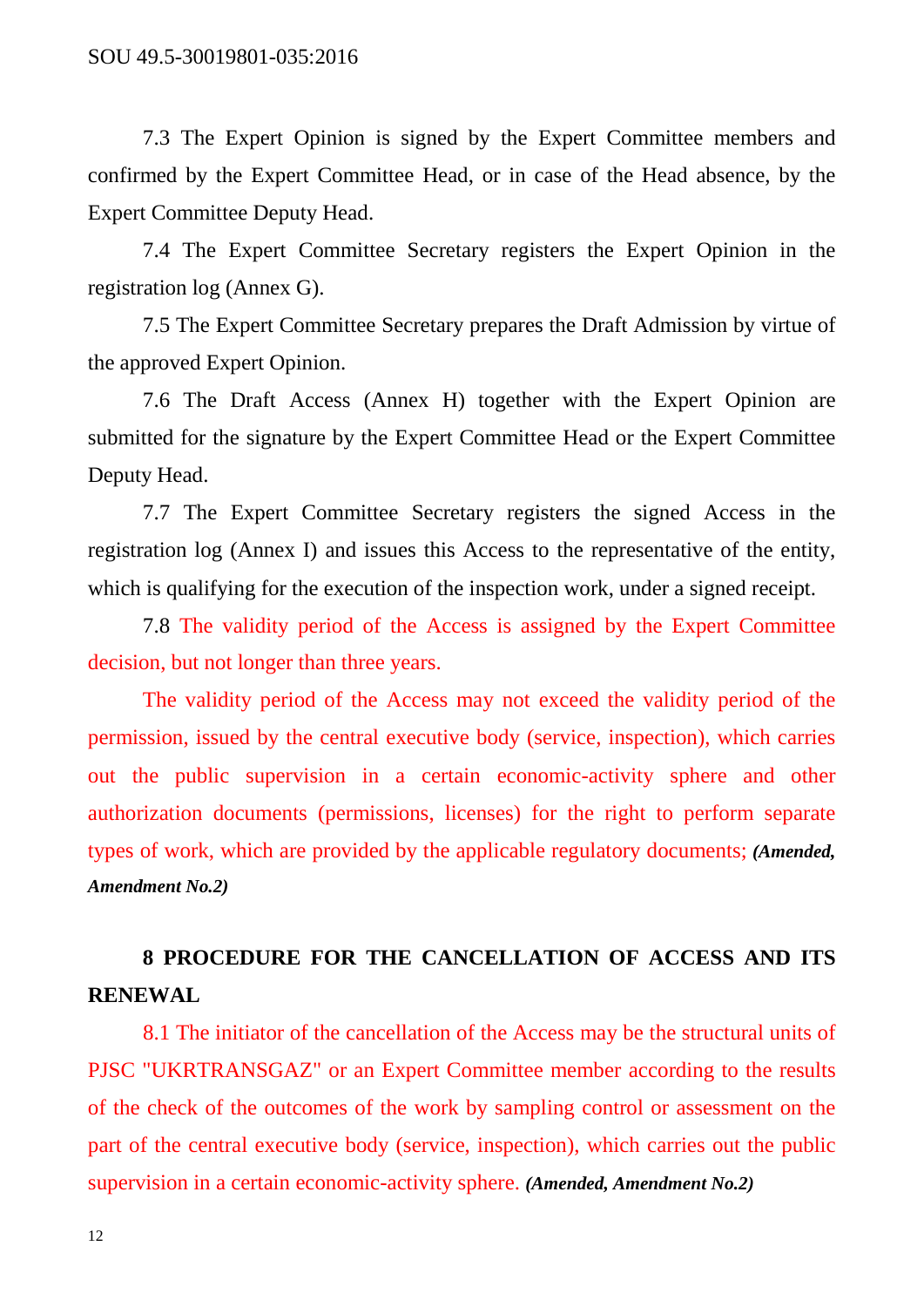7.3 The Expert Opinion is signed by the Expert Committee members and confirmed by the Expert Committee Head, or in case of the Head absence, by the Expert Committee Deputy Head.

7.4 The Expert Committee Secretary registers the Expert Opinion in the registration log (Annex G).

7.5 The Expert Committee Secretary prepares the Draft Admission by virtue of the approved Expert Opinion.

7.6 The Draft Access (Annex H) together with the Expert Opinion are submitted for the signature by the Expert Committee Head or the Expert Committee Deputy Head.

7.7 The Expert Committee Secretary registers the signed Access in the registration log (Annex I) and issues this Access to the representative of the entity, which is qualifying for the execution of the inspection work, under a signed receipt.

7.8 The validity period of the Access is assigned by the Expert Committee decision, but not longer than three years.

The validity period of the Access may not exceed the validity period of the permission, issued by the central executive body (service, inspection), which carries out the public supervision in a certain economic-activity sphere and other authorization documents (permissions, licenses) for the right to perform separate types of work, which are provided by the applicable regulatory documents; ***(Amended, Amendment No.2)***

## 8 PROCEDURE FOR THE CANCELLATION OF ACCESS AND ITS RENEWAL

8.1 The initiator of the cancellation of the Access may be the structural units of PJSC "UKRTRANSGAZ" or an Expert Committee member according to the results of the check of the outcomes of the work by sampling control or assessment on the part of the central executive body (service, inspection), which carries out the public supervision in a certain economic-activity sphere. ***(Amended, Amendment No.2)***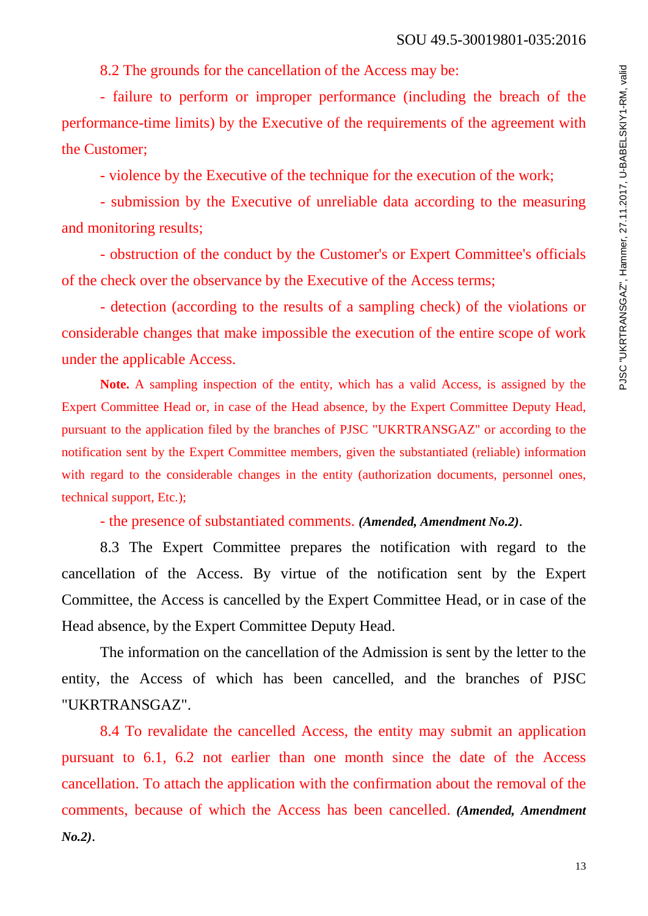8.2 The grounds for the cancellation of the Access may be:

- failure to perform or improper performance (including the breach of the performance-time limits) by the Executive of the requirements of the agreement with the Customer;
- violence by the Executive of the technique for the execution of the work;
- submission by the Executive of unreliable data according to the measuring and monitoring results;
- obstruction of the conduct by the Customer's or Expert Committee's officials of the check over the observance by the Executive of the Access terms;
- detection (according to the results of a sampling check) of the violations or considerable changes that make impossible the execution of the entire scope of work under the applicable Access.

**Note.** A sampling inspection of the entity, which has a valid Access, is assigned by the Expert Committee Head or, in case of the Head absence, by the Expert Committee Deputy Head, pursuant to the application filed by the branches of PJSC "UKRTRANSGAZ" or according to the notification sent by the Expert Committee members, given the substantiated (reliable) information with regard to the considerable changes in the entity (authorization documents, personnel ones, technical support, Etc.);

- the presence of substantiated comments. ***(Amended, Amendment No.2)***.

8.3 The Expert Committee prepares the notification with regard to the cancellation of the Access. By virtue of the notification sent by the Expert Committee, the Access is cancelled by the Expert Committee Head, or in case of the Head absence, by the Expert Committee Deputy Head.

The information on the cancellation of the Admission is sent by the letter to the entity, the Access of which has been cancelled, and the branches of PJSC "UKRTRANSGAZ".

8.4 To revalidate the cancelled Access, the entity may submit an application pursuant to 6.1, 6.2 not earlier than one month since the date of the Access cancellation. To attach the application with the confirmation about the removal of the comments, because of which the Access has been cancelled. ***(Amended, Amendment No.2)***.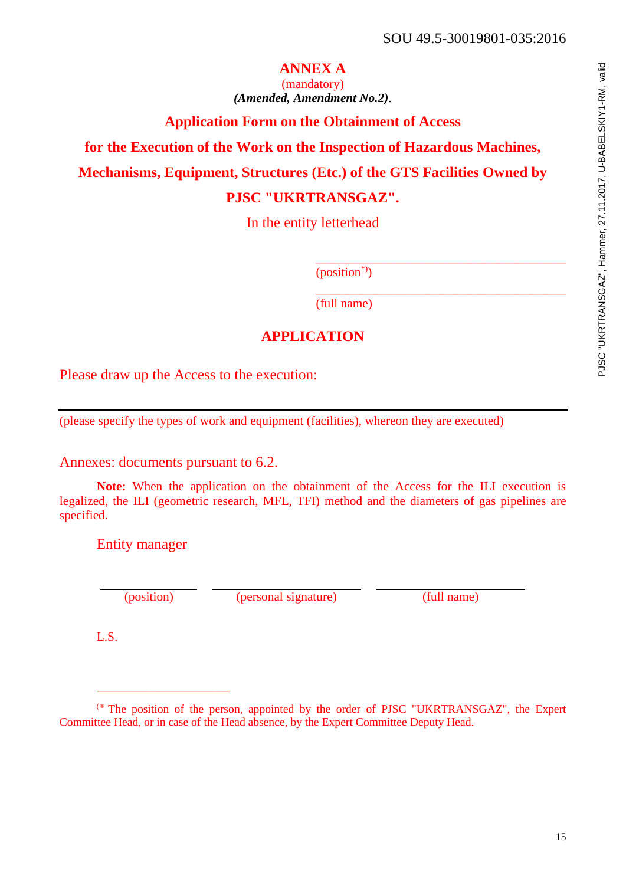## ANNEX A

(mandatory)

***(Amended, Amendment No.2)***.

### Application Form on the Obtainment of Access for the Execution of the Work on the Inspection of Hazardous Machines, Mechanisms, Equipment, Structures (Etc.) of the GTS Facilities Owned by PJSC "UKRTRANSGAZ".

In the entity letterhead

\_\_\_\_\_\_\_\_\_\_\_\_\_\_\_\_\_\_\_\_\_\_\_\_\_\_\_\_\_\_\_\_\_\_\_\_\_\_\_\_\_\_
(position[*)])

\_\_\_\_\_\_\_\_\_\_\_\_\_\_\_\_\_\_\_\_\_\_\_\_\_\_\_\_\_\_\_\_\_\_\_\_\_\_\_\_\_\_
(full name)

### APPLICATION

Please draw up the Access to the execution:

\_\_\_\_\_\_\_\_\_\_\_\_\_\_\_\_\_\_\_\_\_\_\_\_\_\_\_\_\_\_\_\_\_\_\_\_\_\_\_\_\_\_\_\_\_\_\_\_\_\_\_\_\_\_\_\_\_\_\_\_\_\_\_\_\_\_\_\_\_\_\_\_\_\_\_\_\_\_\_\_\_\_
(please specify the types of work and equipment (facilities), whereon they are executed)

Annexes: documents pursuant to 6.2.

**Note:** When the application on the obtainment of the Access for the ILI execution is legalized, the ILI (geometric research, MFL, TFI) method and the diameters of gas pipelines are specified.

Entity manager

| \_\_\_\_\_\_\_\_\_\_\_\_\_\_\_\_ | \_\_\_\_\_\_\_\_\_\_\_\_\_\_\_\_\_\_\_\_\_\_\_\_\_ | \_\_\_\_\_\_\_\_\_\_\_\_\_\_\_\_\_\_\_\_\_\_\_\_\_ |
|---|---|---|
| (position) | (personal signature) | (full name) |

L.S.

---

(* The position of the person, appointed by the order of PJSC "UKRTRANSGAZ", the Expert Committee Head, or in case of the Head absence, by the Expert Committee Deputy Head.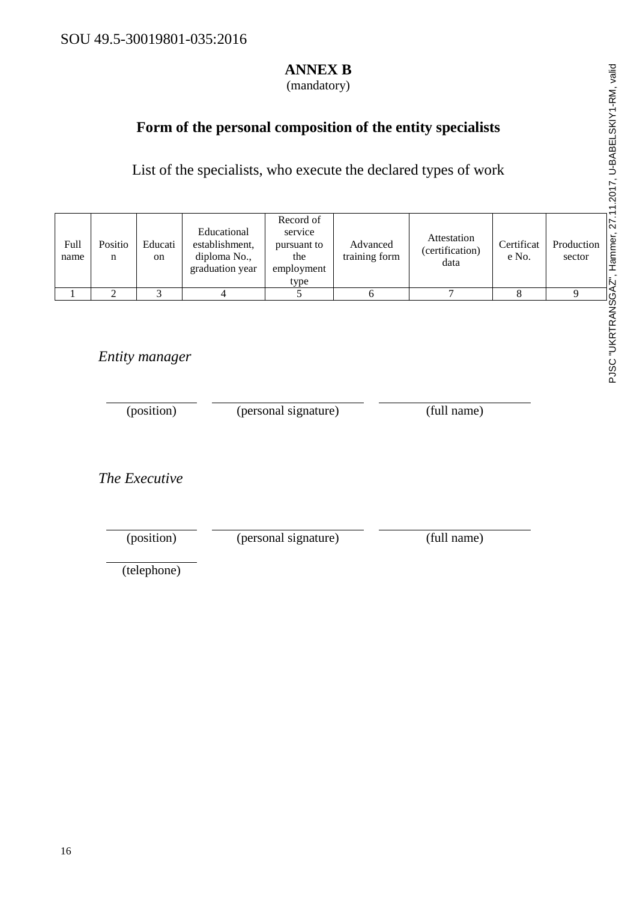# ANNEX B

(mandatory)

## Form of the personal composition of the entity specialists

List of the specialists, who execute the declared types of work

| Full name | Position | Education | Educational establishment, diploma No., graduation year | Record of service pursuant to the employment type | Advanced training form | Attestation (certification) data | Certificate No. | Production sector |
|---|---|---|---|---|---|---|---|---|
| 1 | 2 | 3 | 4 | 5 | 6 | 7 | 8 | 9 |

*Entity manager*

\_\_\_\_\_\_\_\_\_\_\_\_ \_\_\_\_\_\_\_\_\_\_\_\_\_\_\_\_\_\_\_\_ \_\_\_\_\_\_\_\_\_\_\_\_\_\_\_\_\_\_\_\_

(position) (personal signature) (full name)

*The Executive*

\_\_\_\_\_\_\_\_\_\_\_\_ \_\_\_\_\_\_\_\_\_\_\_\_\_\_\_\_\_\_\_\_ \_\_\_\_\_\_\_\_\_\_\_\_\_\_\_\_\_\_\_\_

(position) (personal signature) (full name)

\_\_\_\_\_\_\_\_\_\_\_\_

(telephone)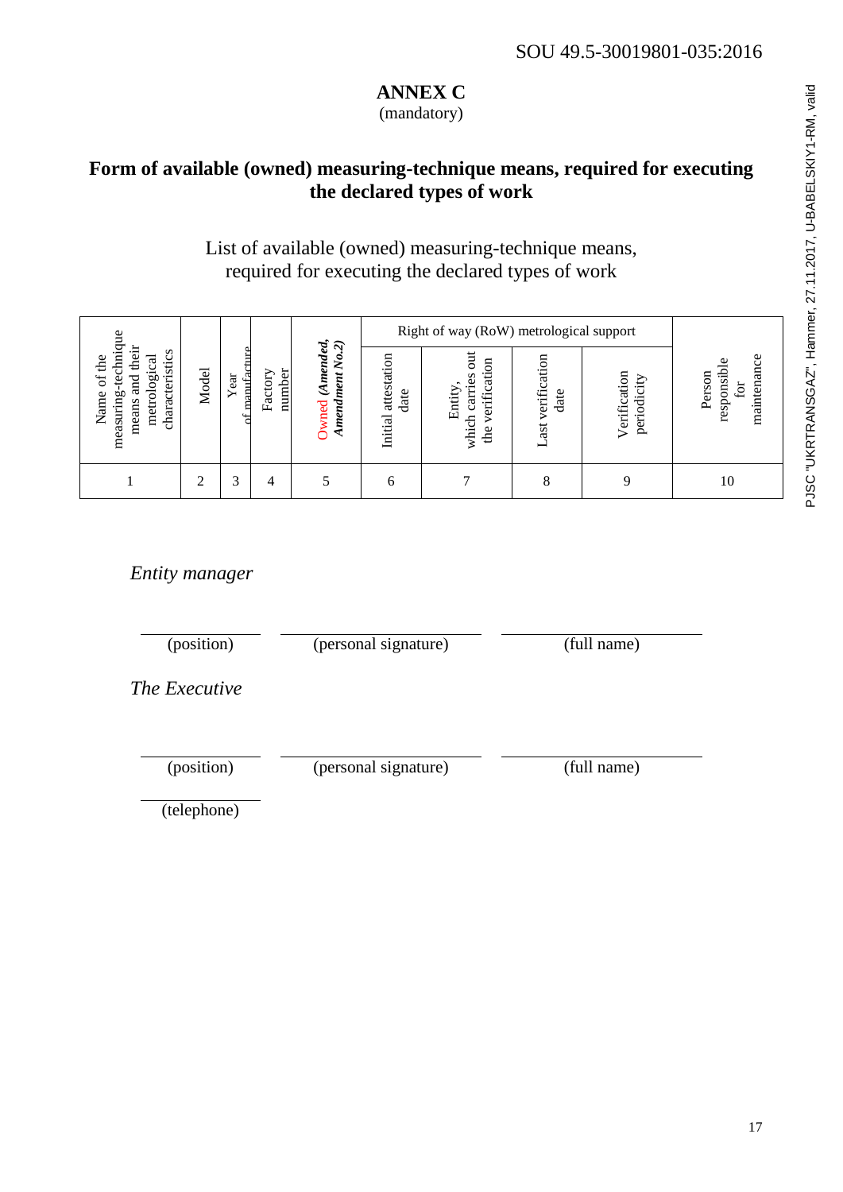## ANNEX C

(mandatory)

### Form of available (owned) measuring-technique means, required for executing the declared types of work

List of available (owned) measuring-technique means, required for executing the declared types of work

| Name of the measuring-technique means and their metrological characteristics | Model | Year of manufacture | Factory number | Owned *(Amended, Amendment No.2)* | Right of way (RoW) metrological support | | | | Person responsible for maintenance |
|---|---|---|---|---|---|---|---|---|---|
| | | | | | Initial attestation date | Entity, which carries out the verification | Last verification date | Verification periodicity | |
| 1 | 2 | 3 | 4 | 5 | 6 | 7 | 8 | 9 | 10 |

*Entity manager*

| (position) | (personal signature) | (full name) |
|---|---|---|

*The Executive*

| (position) | (personal signature) | (full name) |
|---|---|---|

(telephone)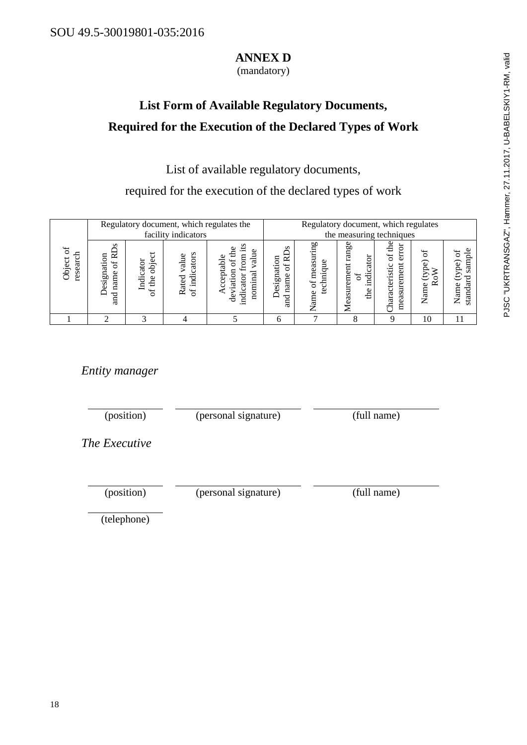## ANNEX D

(mandatory)

## List Form of Available Regulatory Documents, Required for the Execution of the Declared Types of Work

List of available regulatory documents,

required for the execution of the declared types of work

| Object of research | Regulatory document, which regulates the facility indicators | | | | Regulatory document, which regulates the measuring techniques | | | | | |
|---|---|---|---|---|---|---|---|---|---|---|
| | Designation and name of RDs | Indicator of the object | Rated value of indicators | Acceptable deviation of the indicator from its nominal value | Designation and name of RDs | Name of measuring technique | Measurement range of the indicator | Characteristic of the measurement error | Name (type) of RoW | Name (type) of standard sample |
| 1 | 2 | 3 | 4 | 5 | 6 | 7 | 8 | 9 | 10 | 11 |

*Entity manager*

(position) (personal signature) (full name)

*The Executive*

(position) (personal signature) (full name)

(telephone)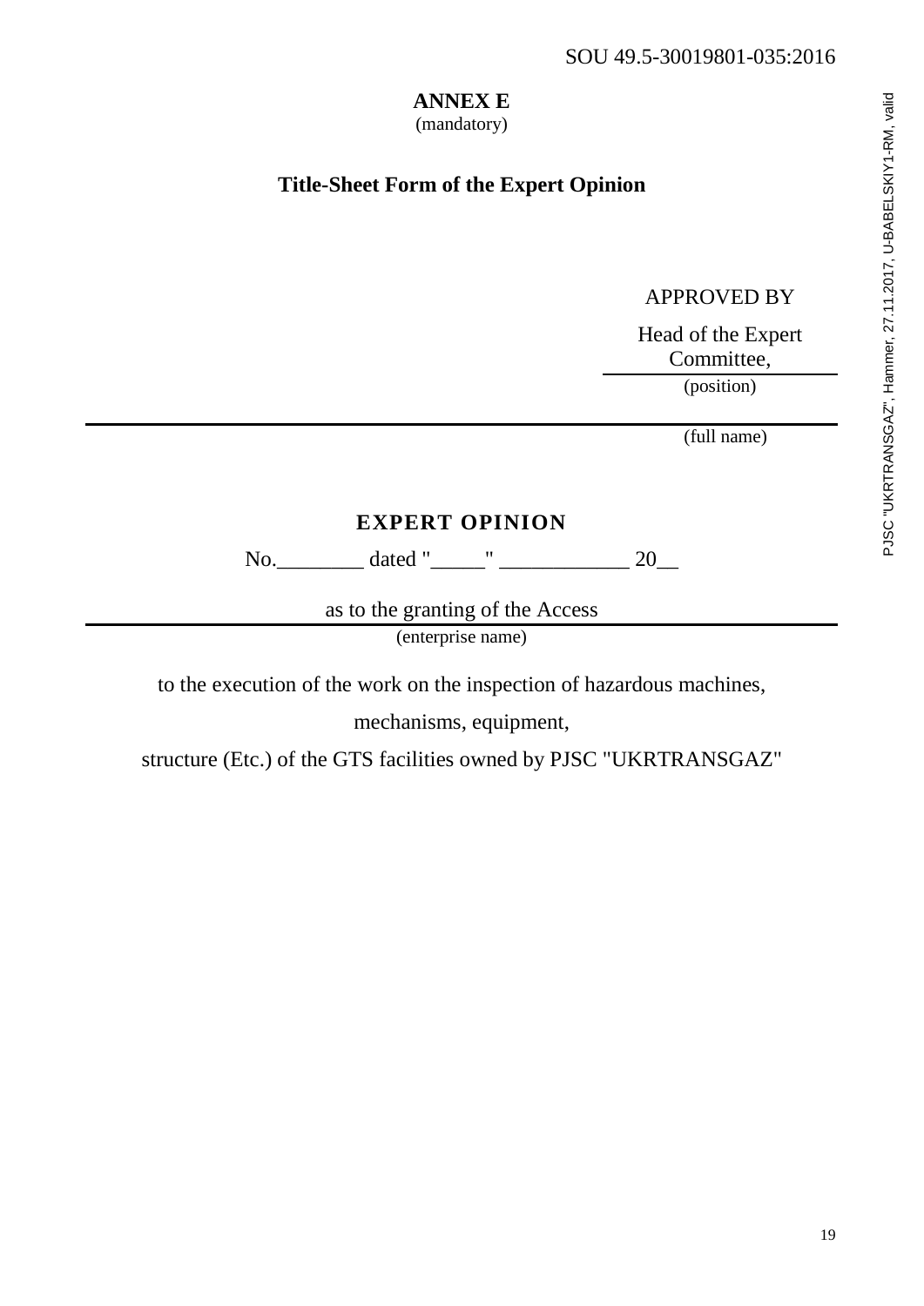# ANNEX E

(mandatory)

## Title-Sheet Form of the Expert Opinion

APPROVED BY

Head of the Expert Committee,
_______________
(position)

_______________________________________________
(full name)

**EXPERT OPINION**

No.________ dated "_____" ____________ 20__

as to the granting of the Access
_______________________________________________
(enterprise name)

to the execution of the work on the inspection of hazardous machines,

mechanisms, equipment,

structure (Etc.) of the GTS facilities owned by PJSC "UKRTRANSGAZ"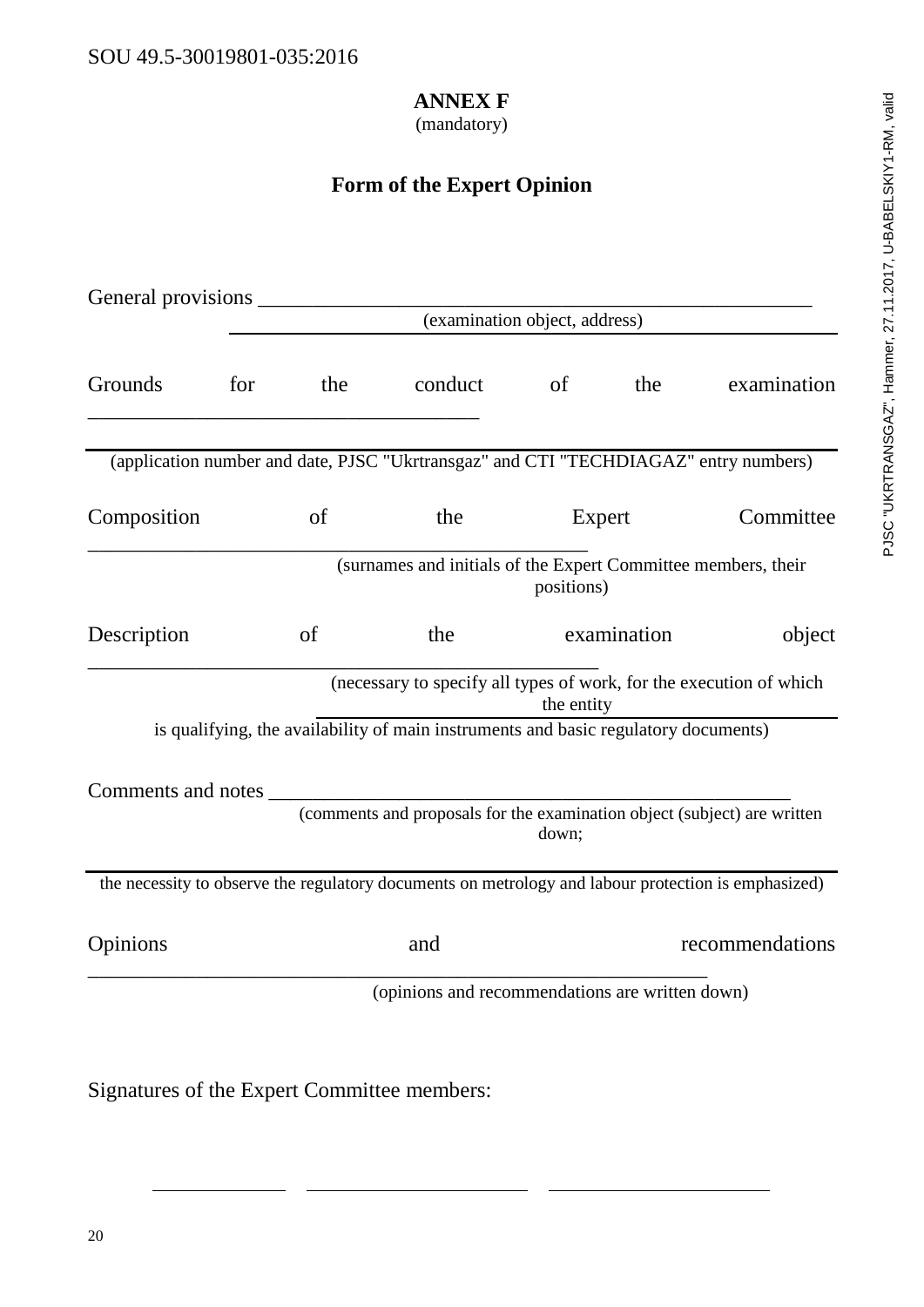## ANNEX F

(mandatory)

## Form of the Expert Opinion

General provisions ______________________________________________________

(examination object, address)

Grounds for the conduct of the examination ______________________________________

(application number and date, PJSC "Ukrtransgaz" and CTI "TECHDIAGAZ" entry numbers)

Composition of the Expert Committee ______________________________________

(surnames and initials of the Expert Committee members, their positions)

Description of the examination object ______________________________________

(necessary to specify all types of work, for the execution of which the entity is qualifying, the availability of main instruments and basic regulatory documents)

Comments and notes ______________________________________________________

(comments and proposals for the examination object (subject) are written down;

the necessity to observe the regulatory documents on metrology and labour protection is emphasized)

Opinions and recommendations ____________________________________________

(opinions and recommendations are written down)

Signatures of the Expert Committee members:

_____________ ______________________ ______________________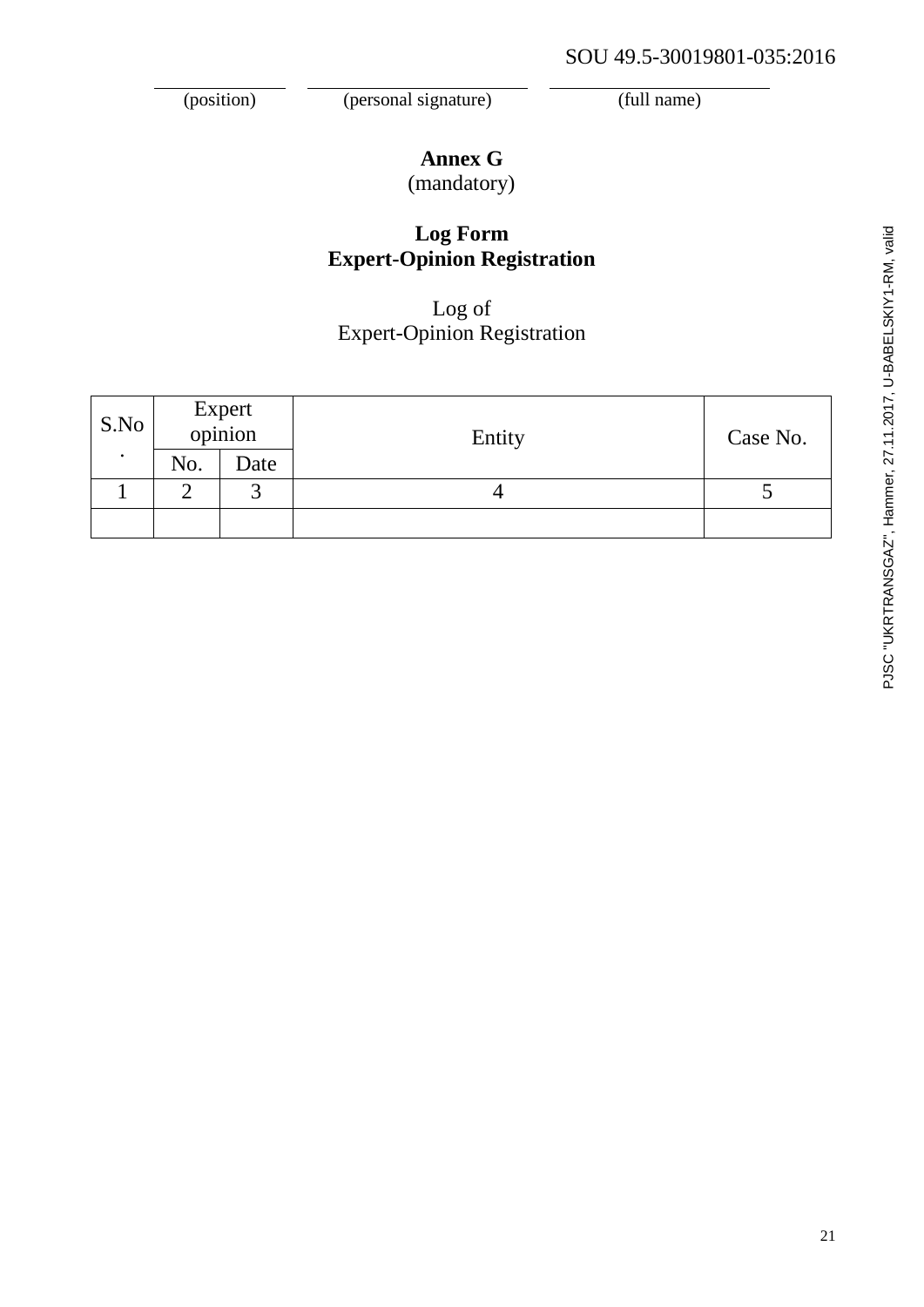(position) (personal signature) (full name)

**Annex G**
(mandatory)

## Log Form
## Expert-Opinion Registration

Log of
Expert-Opinion Registration

| S.No. | Expert opinion | | Entity | Case No. |
|---|---|---|---|---|
| | No. | Date | | |
| 1 | 2 | 3 | 4 | 5 |
| | | | | |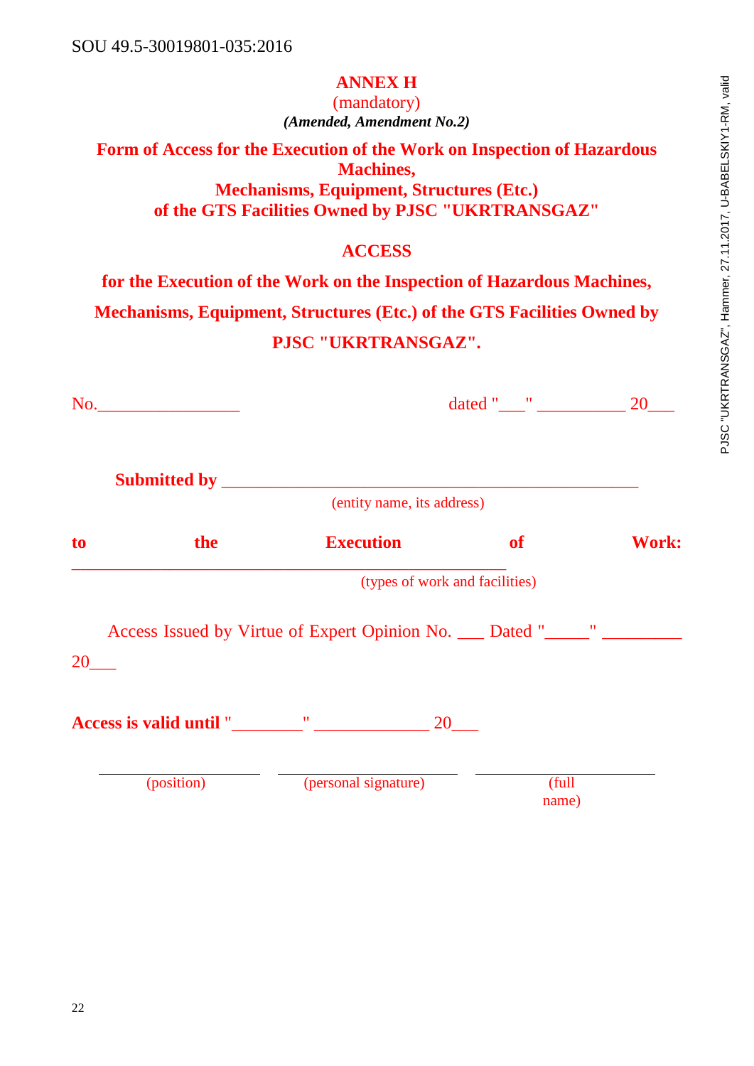# ANNEX H

(mandatory)

***(Amended, Amendment No.2)***

## Form of Access for the Execution of the Work on Inspection of Hazardous Machines, Mechanisms, Equipment, Structures (Etc.) of the GTS Facilities Owned by PJSC "UKRTRANSGAZ"

## ACCESS

## for the Execution of the Work on the Inspection of Hazardous Machines, Mechanisms, Equipment, Structures (Etc.) of the GTS Facilities Owned by PJSC "UKRTRANSGAZ".

No.________________ dated "___" __________ 20___

**Submitted by** ______________________________________________

(entity name, its address)

**to the Execution of Work:** ________________________________________________

(types of work and facilities)

Access Issued by Virtue of Expert Opinion No. ___ Dated "_____" _________ 20___

**Access is valid until** "________" _____________ 20___

| ____________________ | ____________________ | ____________________ |
|---|---|---|
| (position) | (personal signature) | (full name) |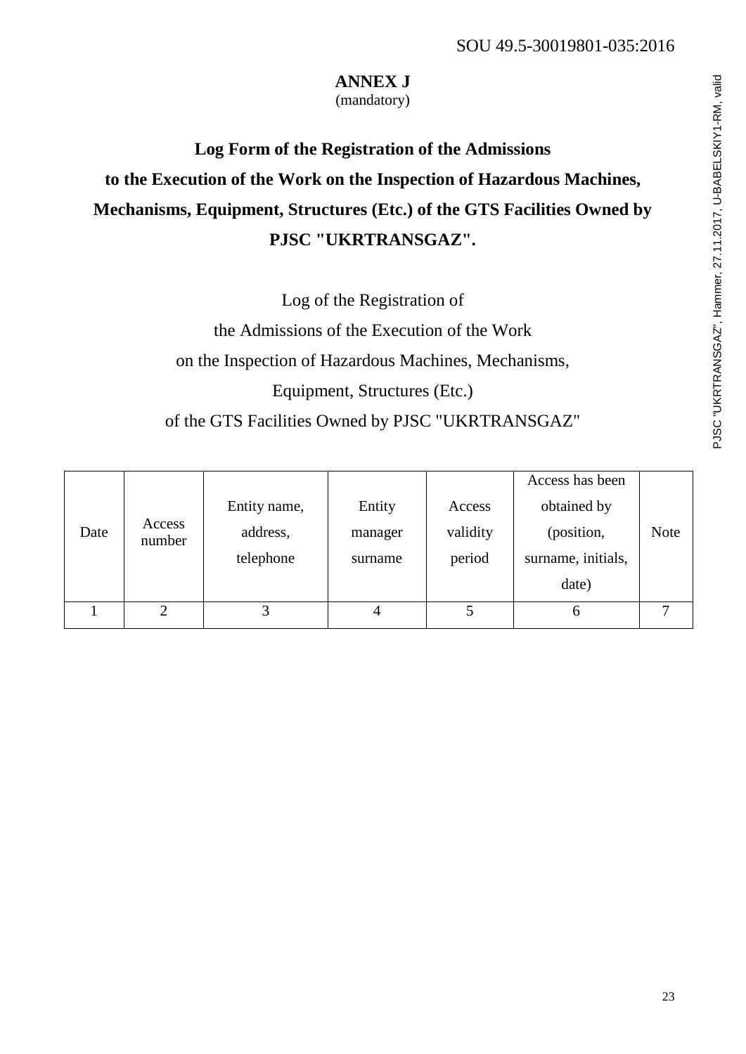## ANNEX J
(mandatory)

## Log Form of the Registration of the Admissions to the Execution of the Work on the Inspection of Hazardous Machines, Mechanisms, Equipment, Structures (Etc.) of the GTS Facilities Owned by PJSC "UKRTRANSGAZ".

Log of the Registration of
the Admissions of the Execution of the Work
on the Inspection of Hazardous Machines, Mechanisms,
Equipment, Structures (Etc.)
of the GTS Facilities Owned by PJSC "UKRTRANSGAZ"

| Date | Access number | Entity name, address, telephone | Entity manager surname | Access validity period | Access has been obtained by (position, surname, initials, date) | Note |
|---|---|---|---|---|---|---|
| 1 | 2 | 3 | 4 | 5 | 6 | 7 |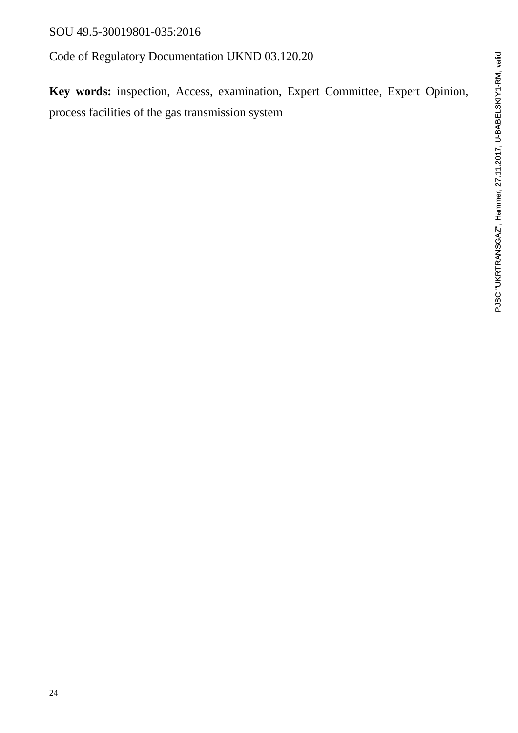SOU 49.5-30019801-035:2016

Code of Regulatory Documentation UKND 03.120.20

**Key words:** inspection, Access, examination, Expert Committee, Expert Opinion, process facilities of the gas transmission system